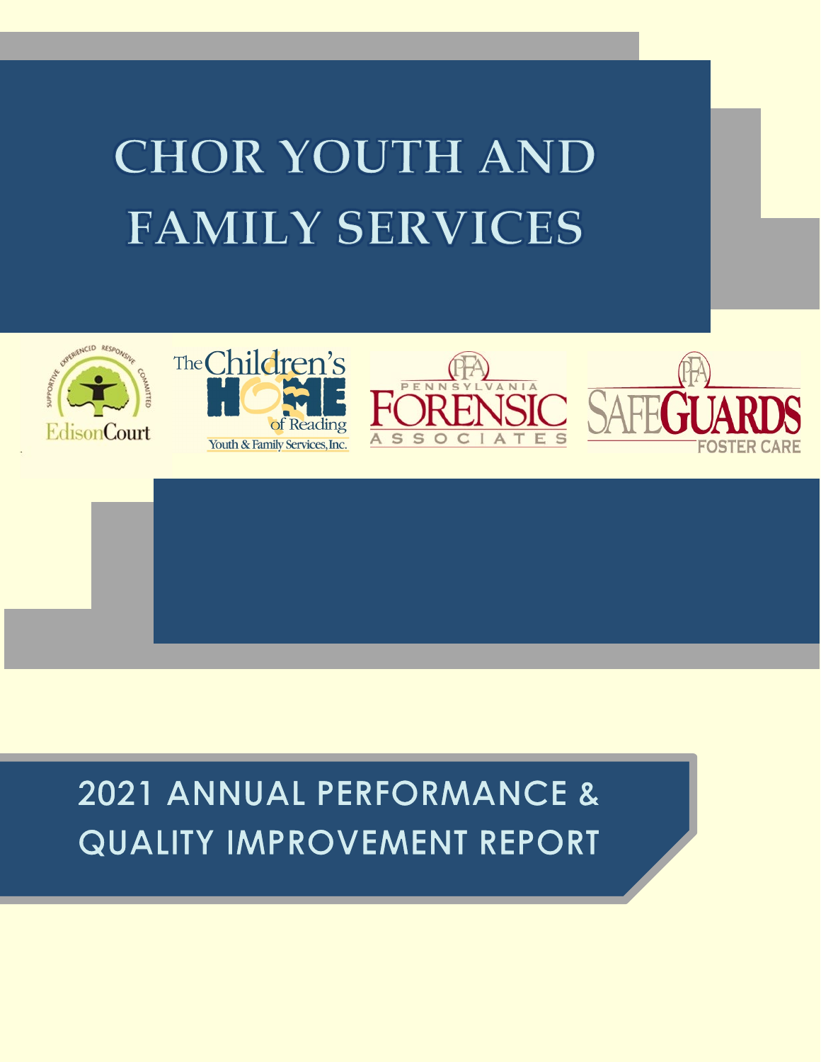# CHOR YOUTH AND FAMILY SERVICES

EdisonCourt

The Children's Home of Reading Youth & Family Services, Inc.

Pennsylvania Forensic Associates

SafeGuards Foster Care

## 2021 ANNUAL PERFORMANCE & QUALITY IMPROVEMENT REPORT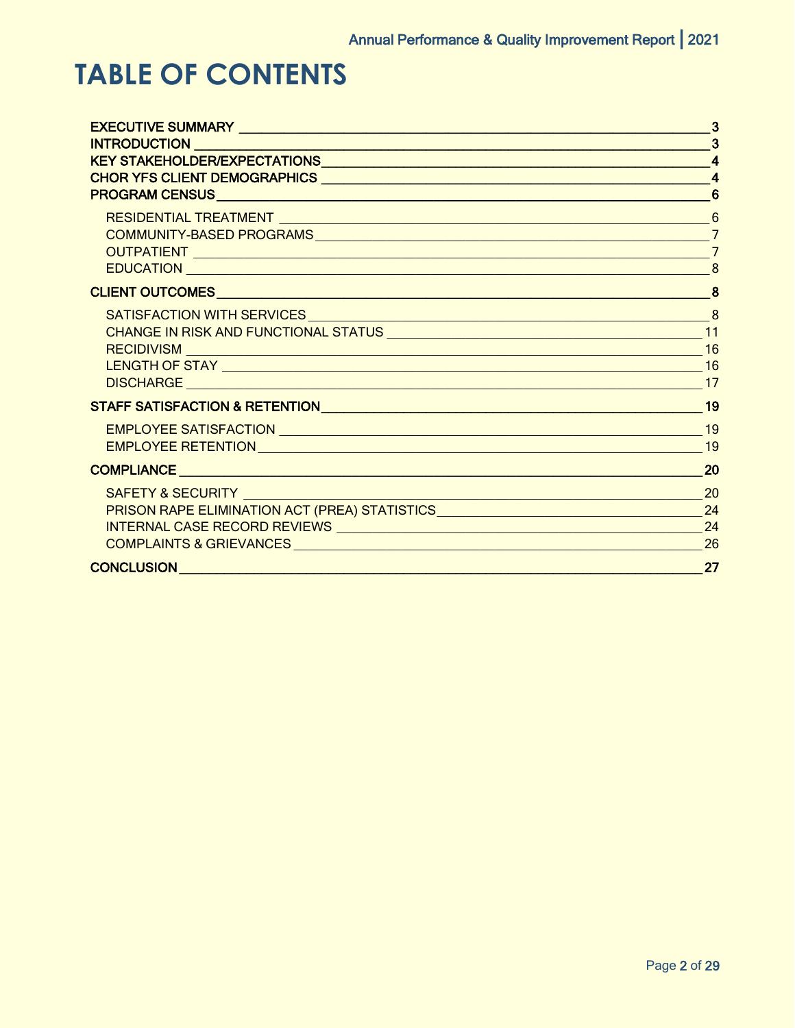# TABLE OF CONTENTS

- **EXECUTIVE SUMMARY** — 3
- **INTRODUCTION** — 3
- **KEY STAKEHOLDER/EXPECTATIONS** — 4
- **CHOR YFS CLIENT DEMOGRAPHICS** — 4
- **PROGRAM CENSUS** — 6
  - RESIDENTIAL TREATMENT — 6
  - COMMUNITY-BASED PROGRAMS — 7
  - OUTPATIENT — 7
  - EDUCATION — 8
- **CLIENT OUTCOMES** — 8
  - SATISFACTION WITH SERVICES — 8
  - CHANGE IN RISK AND FUNCTIONAL STATUS — 11
  - RECIDIVISM — 16
  - LENGTH OF STAY — 16
  - DISCHARGE — 17
- **STAFF SATISFACTION & RETENTION** — 19
  - EMPLOYEE SATISFACTION — 19
  - EMPLOYEE RETENTION — 19
- **COMPLIANCE** — 20
  - SAFETY & SECURITY — 20
  - PRISON RAPE ELIMINATION ACT (PREA) STATISTICS — 24
  - INTERNAL CASE RECORD REVIEWS — 24
  - COMPLAINTS & GRIEVANCES — 26
- **CONCLUSION** — 27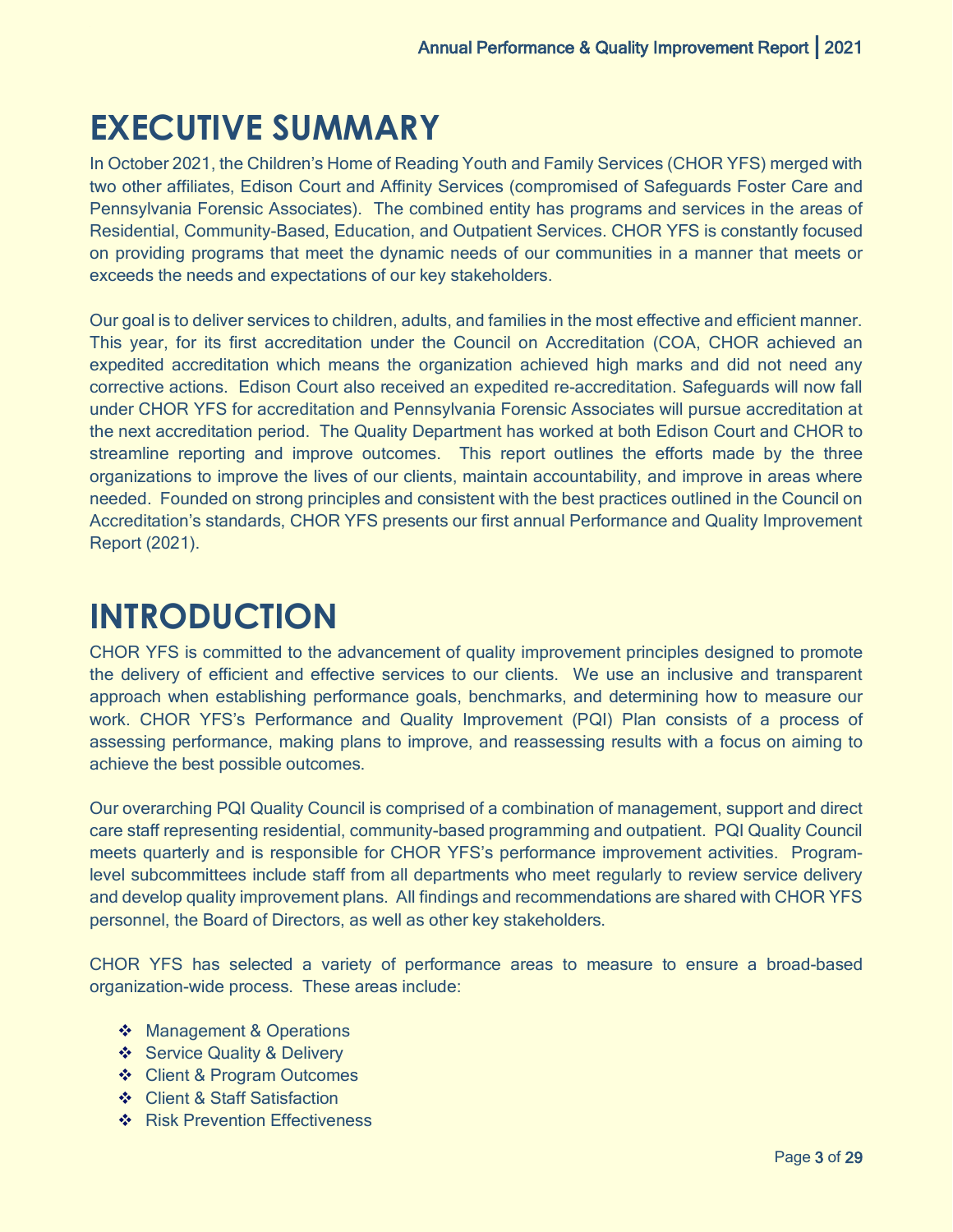# EXECUTIVE SUMMARY

In October 2021, the Children's Home of Reading Youth and Family Services (CHOR YFS) merged with two other affiliates, Edison Court and Affinity Services (compromised of Safeguards Foster Care and Pennsylvania Forensic Associates). The combined entity has programs and services in the areas of Residential, Community-Based, Education, and Outpatient Services. CHOR YFS is constantly focused on providing programs that meet the dynamic needs of our communities in a manner that meets or exceeds the needs and expectations of our key stakeholders.

Our goal is to deliver services to children, adults, and families in the most effective and efficient manner. This year, for its first accreditation under the Council on Accreditation (COA, CHOR achieved an expedited accreditation which means the organization achieved high marks and did not need any corrective actions. Edison Court also received an expedited re-accreditation. Safeguards will now fall under CHOR YFS for accreditation and Pennsylvania Forensic Associates will pursue accreditation at the next accreditation period. The Quality Department has worked at both Edison Court and CHOR to streamline reporting and improve outcomes. This report outlines the efforts made by the three organizations to improve the lives of our clients, maintain accountability, and improve in areas where needed. Founded on strong principles and consistent with the best practices outlined in the Council on Accreditation's standards, CHOR YFS presents our first annual Performance and Quality Improvement Report (2021).

# INTRODUCTION

CHOR YFS is committed to the advancement of quality improvement principles designed to promote the delivery of efficient and effective services to our clients. We use an inclusive and transparent approach when establishing performance goals, benchmarks, and determining how to measure our work. CHOR YFS's Performance and Quality Improvement (PQI) Plan consists of a process of assessing performance, making plans to improve, and reassessing results with a focus on aiming to achieve the best possible outcomes.

Our overarching PQI Quality Council is comprised of a combination of management, support and direct care staff representing residential, community-based programming and outpatient. PQI Quality Council meets quarterly and is responsible for CHOR YFS's performance improvement activities. Program-level subcommittees include staff from all departments who meet regularly to review service delivery and develop quality improvement plans. All findings and recommendations are shared with CHOR YFS personnel, the Board of Directors, as well as other key stakeholders.

CHOR YFS has selected a variety of performance areas to measure to ensure a broad-based organization-wide process. These areas include:

- Management & Operations
- Service Quality & Delivery
- Client & Program Outcomes
- Client & Staff Satisfaction
- Risk Prevention Effectiveness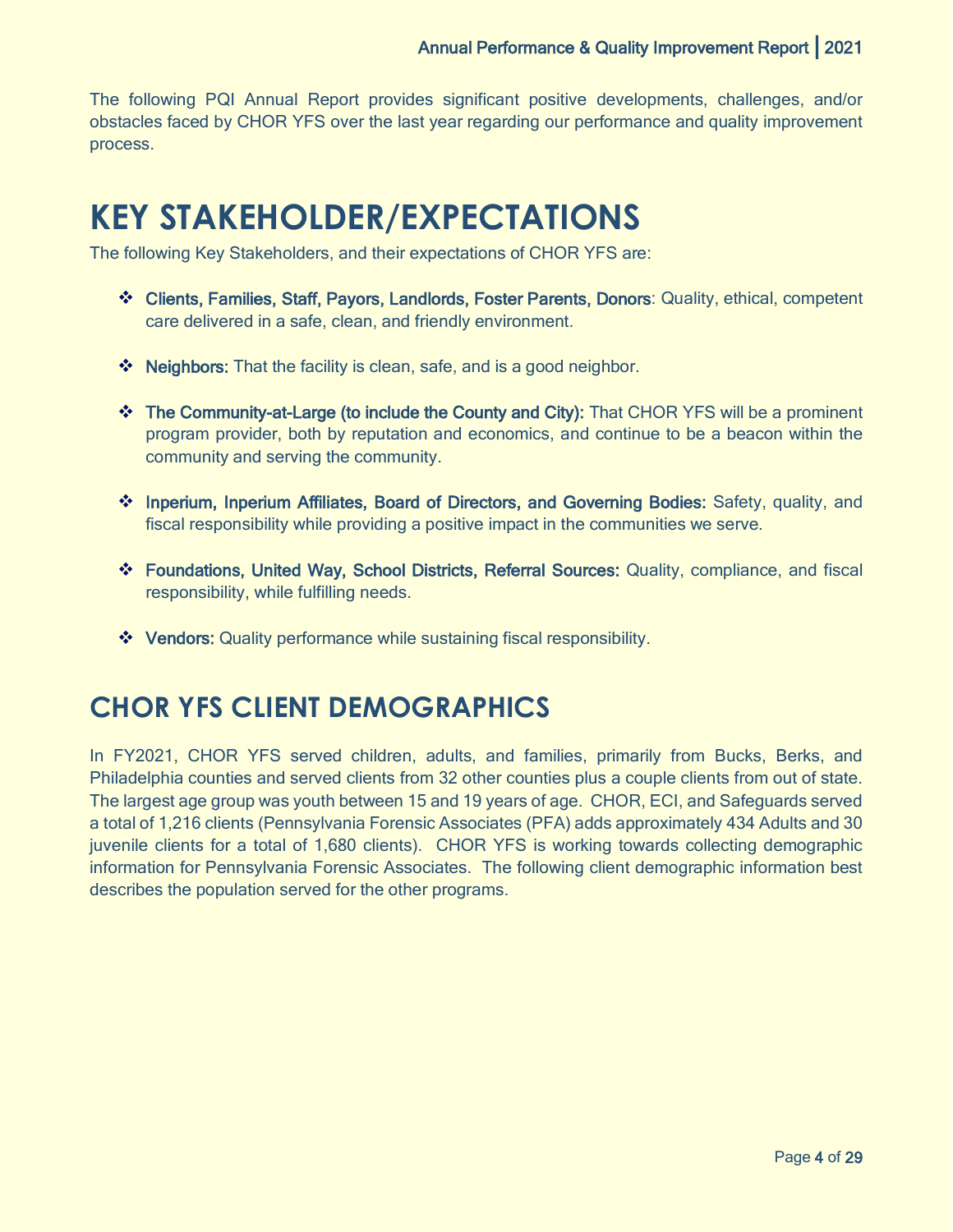The following PQI Annual Report provides significant positive developments, challenges, and/or obstacles faced by CHOR YFS over the last year regarding our performance and quality improvement process.

# KEY STAKEHOLDER/EXPECTATIONS

The following Key Stakeholders, and their expectations of CHOR YFS are:

- **Clients, Families, Staff, Payors, Landlords, Foster Parents, Donors**: Quality, ethical, competent care delivered in a safe, clean, and friendly environment.
- **Neighbors:** That the facility is clean, safe, and is a good neighbor.
- **The Community-at-Large (to include the County and City):** That CHOR YFS will be a prominent program provider, both by reputation and economics, and continue to be a beacon within the community and serving the community.
- **Inperium, Inperium Affiliates, Board of Directors, and Governing Bodies:** Safety, quality, and fiscal responsibility while providing a positive impact in the communities we serve.
- **Foundations, United Way, School Districts, Referral Sources:** Quality, compliance, and fiscal responsibility, while fulfilling needs.
- **Vendors:** Quality performance while sustaining fiscal responsibility.

## CHOR YFS CLIENT DEMOGRAPHICS

In FY2021, CHOR YFS served children, adults, and families, primarily from Bucks, Berks, and Philadelphia counties and served clients from 32 other counties plus a couple clients from out of state. The largest age group was youth between 15 and 19 years of age. CHOR, ECI, and Safeguards served a total of 1,216 clients (Pennsylvania Forensic Associates (PFA) adds approximately 434 Adults and 30 juvenile clients for a total of 1,680 clients). CHOR YFS is working towards collecting demographic information for Pennsylvania Forensic Associates. The following client demographic information best describes the population served for the other programs.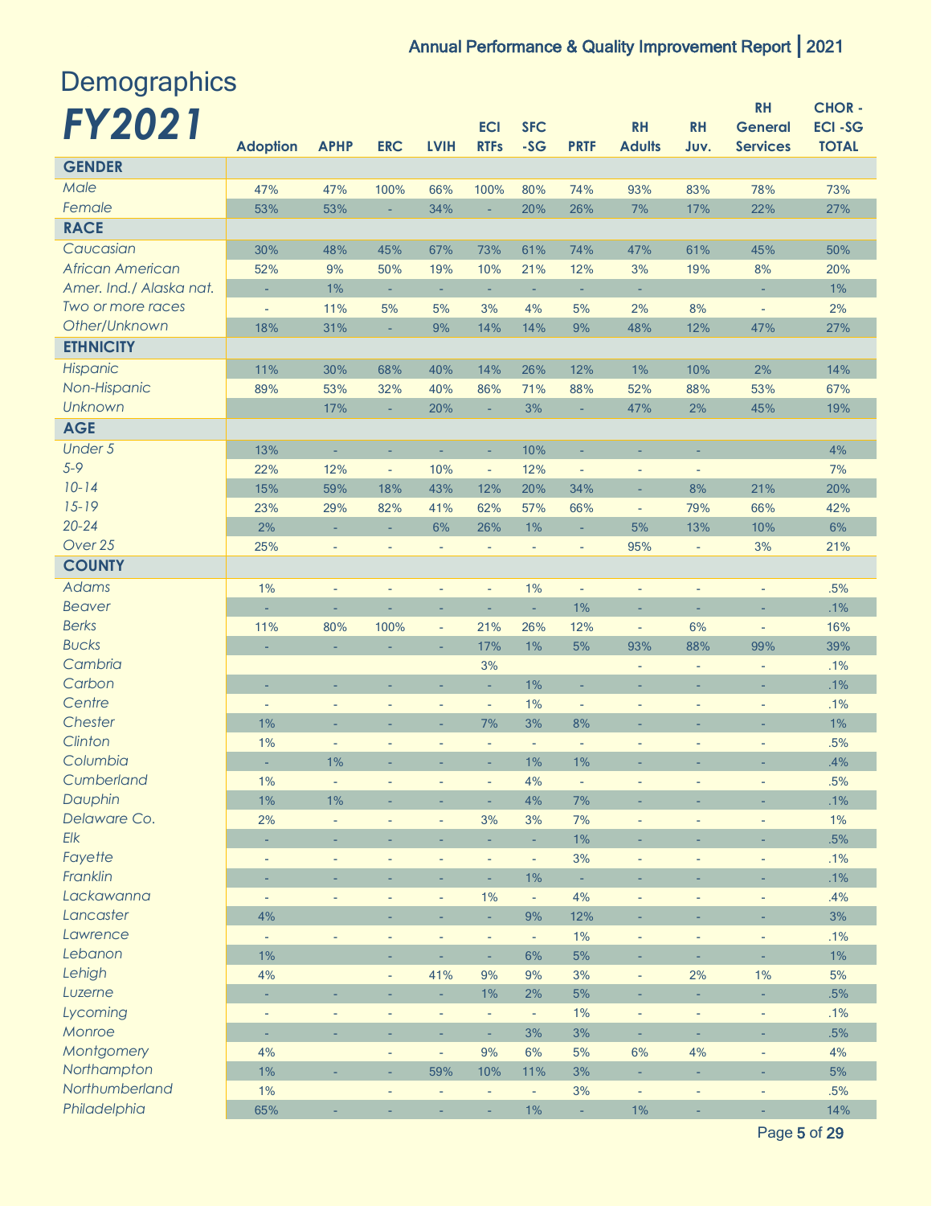# Demographics

## FY2021

| | Adoption | APHP | ERC | LVIH | ECI RTFs | SFC -SG | PRTF | RH Adults | RH Juv. | RH General Services | CHOR - ECI -SG TOTAL |
|---|---|---|---|---|---|---|---|---|---|---|---|
| **GENDER** | | | | | | | | | | | |
| *Male* | 47% | 47% | 100% | 66% | 100% | 80% | 74% | 93% | 83% | 78% | 73% |
| *Female* | 53% | 53% | - | 34% | - | 20% | 26% | 7% | 17% | 22% | 27% |
| **RACE** | | | | | | | | | | | |
| *Caucasian* | 30% | 48% | 45% | 67% | 73% | 61% | 74% | 47% | 61% | 45% | 50% |
| *African American* | 52% | 9% | 50% | 19% | 10% | 21% | 12% | 3% | 19% | 8% | 20% |
| *Amer. Ind./ Alaska nat.* | - | 1% | - | - | - | - | - | - | | - | 1% |
| *Two or more races* | - | 11% | 5% | 5% | 3% | 4% | 5% | 2% | 8% | - | 2% |
| *Other/Unknown* | 18% | 31% | - | 9% | 14% | 14% | 9% | 48% | 12% | 47% | 27% |
| **ETHNICITY** | | | | | | | | | | | |
| *Hispanic* | 11% | 30% | 68% | 40% | 14% | 26% | 12% | 1% | 10% | 2% | 14% |
| *Non-Hispanic* | 89% | 53% | 32% | 40% | 86% | 71% | 88% | 52% | 88% | 53% | 67% |
| *Unknown* | | 17% | - | 20% | - | 3% | - | 47% | 2% | 45% | 19% |
| **AGE** | | | | | | | | | | | |
| *Under 5* | 13% | - | - | - | - | 10% | - | - | - | | 4% |
| *5-9* | 22% | 12% | - | 10% | - | 12% | - | - | - | | 7% |
| *10-14* | 15% | 59% | 18% | 43% | 12% | 20% | 34% | - | 8% | 21% | 20% |
| *15-19* | 23% | 29% | 82% | 41% | 62% | 57% | 66% | - | 79% | 66% | 42% |
| *20-24* | 2% | - | - | 6% | 26% | 1% | - | 5% | 13% | 10% | 6% |
| *Over 25* | 25% | - | - | - | - | - | - | 95% | - | 3% | 21% |
| **COUNTY** | | | | | | | | | | | |
| *Adams* | 1% | - | - | - | - | 1% | - | - | - | - | .5% |
| *Beaver* | - | - | - | - | - | - | 1% | - | - | - | .1% |
| *Berks* | 11% | 80% | 100% | - | 21% | 26% | 12% | - | 6% | - | 16% |
| *Bucks* | - | - | - | - | 17% | 1% | 5% | 93% | 88% | 99% | 39% |
| *Cambria* | | | | | 3% | | | - | - | - | .1% |
| *Carbon* | - | - | - | - | - | 1% | - | - | - | - | .1% |
| *Centre* | - | - | - | - | - | 1% | - | - | - | - | .1% |
| *Chester* | 1% | - | - | - | 7% | 3% | 8% | - | - | - | 1% |
| *Clinton* | 1% | - | - | - | - | - | - | - | - | - | .5% |
| *Columbia* | - | 1% | - | - | - | 1% | 1% | - | - | - | .4% |
| *Cumberland* | 1% | - | - | - | - | 4% | - | - | - | - | .5% |
| *Dauphin* | 1% | 1% | - | - | - | 4% | 7% | - | - | - | .1% |
| *Delaware Co.* | 2% | - | - | - | 3% | 3% | 7% | - | - | - | 1% |
| *Elk* | - | - | - | - | - | - | 1% | - | - | - | .5% |
| *Fayette* | - | - | - | - | - | - | 3% | - | - | - | .1% |
| *Franklin* | - | - | - | - | - | 1% | - | - | - | - | .1% |
| *Lackawanna* | - | - | - | - | 1% | - | 4% | - | - | - | .4% |
| *Lancaster* | 4% | | - | - | - | 9% | 12% | - | - | - | 3% |
| *Lawrence* | - | - | - | - | - | - | 1% | - | - | - | .1% |
| *Lebanon* | 1% | | - | - | - | 6% | 5% | - | - | - | 1% |
| *Lehigh* | 4% | | - | 41% | 9% | 9% | 3% | - | 2% | 1% | 5% |
| *Luzerne* | - | - | - | - | 1% | 2% | 5% | - | - | - | .5% |
| *Lycoming* | - | - | - | - | - | - | 1% | - | - | - | .1% |
| *Monroe* | - | - | - | - | - | 3% | 3% | - | - | - | .5% |
| *Montgomery* | 4% | | - | - | 9% | 6% | 5% | 6% | 4% | - | 4% |
| *Northampton* | 1% | - | - | 59% | 10% | 11% | 3% | - | - | - | 5% |
| *Northumberland* | 1% | | - | - | - | - | 3% | - | - | - | .5% |
| *Philadelphia* | 65% | - | - | - | - | 1% | - | 1% | - | - | 14% |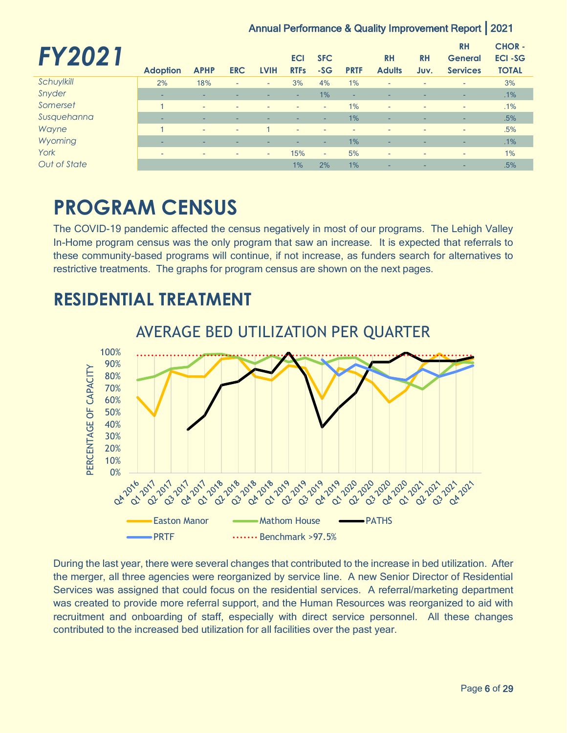| FY2021 | Adoption | APHP | ERC | LVIH | ECI RTFs | SFC -SG | PRTF | RH Adults | RH Juv. | RH General Services | CHOR - ECI -SG TOTAL |
|---|---|---|---|---|---|---|---|---|---|---|---|
| *Schuylkill* | 2% | 18% | - | - | 3% | 4% | 1% | - | - | - | 3% |
| *Snyder* | - | - | - | - | - | 1% | - | - | - | - | .1% |
| *Somerset* | 1 | - | - | - | - | - | 1% | - | - | - | .1% |
| *Susquehanna* | - | - | - | - | - | - | 1% | - | - | - | .5% |
| *Wayne* | 1 | - | - | 1 | - | - | - | - | - | - | .5% |
| *Wyoming* | - | - | - | - | - | - | 1% | - | - | - | .1% |
| *York* | - | - | - | - | 15% | - | 5% | - | - | - | 1% |
| *Out of State* | | | | | 1% | 2% | 1% | - | - | - | .5% |

# PROGRAM CENSUS

The COVID-19 pandemic affected the census negatively in most of our programs. The Lehigh Valley In-Home program census was the only program that saw an increase. It is expected that referrals to these community-based programs will continue, if not increase, as funders search for alternatives to restrictive treatments. The graphs for program census are shown on the next pages.

## RESIDENTIAL TREATMENT

AVERAGE BED UTILIZATION PER QUARTER

During the last year, there were several changes that contributed to the increase in bed utilization. After the merger, all three agencies were reorganized by service line. A new Senior Director of Residential Services was assigned that could focus on the residential services. A referral/marketing department was created to provide more referral support, and the Human Resources was reorganized to aid with recruitment and onboarding of staff, especially with direct service personnel. All these changes contributed to the increased bed utilization for all facilities over the past year.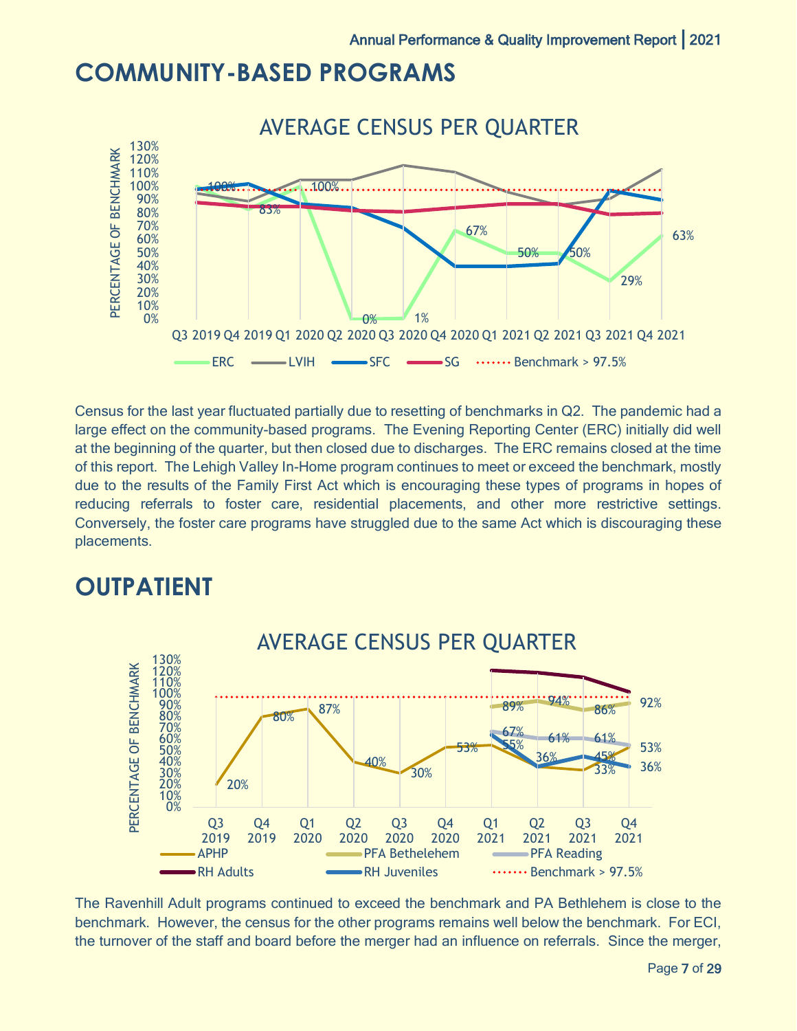# COMMUNITY-BASED PROGRAMS

AVERAGE CENSUS PER QUARTER

Census for the last year fluctuated partially due to resetting of benchmarks in Q2. The pandemic had a large effect on the community-based programs. The Evening Reporting Center (ERC) initially did well at the beginning of the quarter, but then closed due to discharges. The ERC remains closed at the time of this report. The Lehigh Valley In-Home program continues to meet or exceed the benchmark, mostly due to the results of the Family First Act which is encouraging these types of programs in hopes of reducing referrals to foster care, residential placements, and other more restrictive settings. Conversely, the foster care programs have struggled due to the same Act which is discouraging these placements.

# OUTPATIENT

AVERAGE CENSUS PER QUARTER

The Ravenhill Adult programs continued to exceed the benchmark and PA Bethlehem is close to the benchmark. However, the census for the other programs remains well below the benchmark. For ECI, the turnover of the staff and board before the merger had an influence on referrals. Since the merger,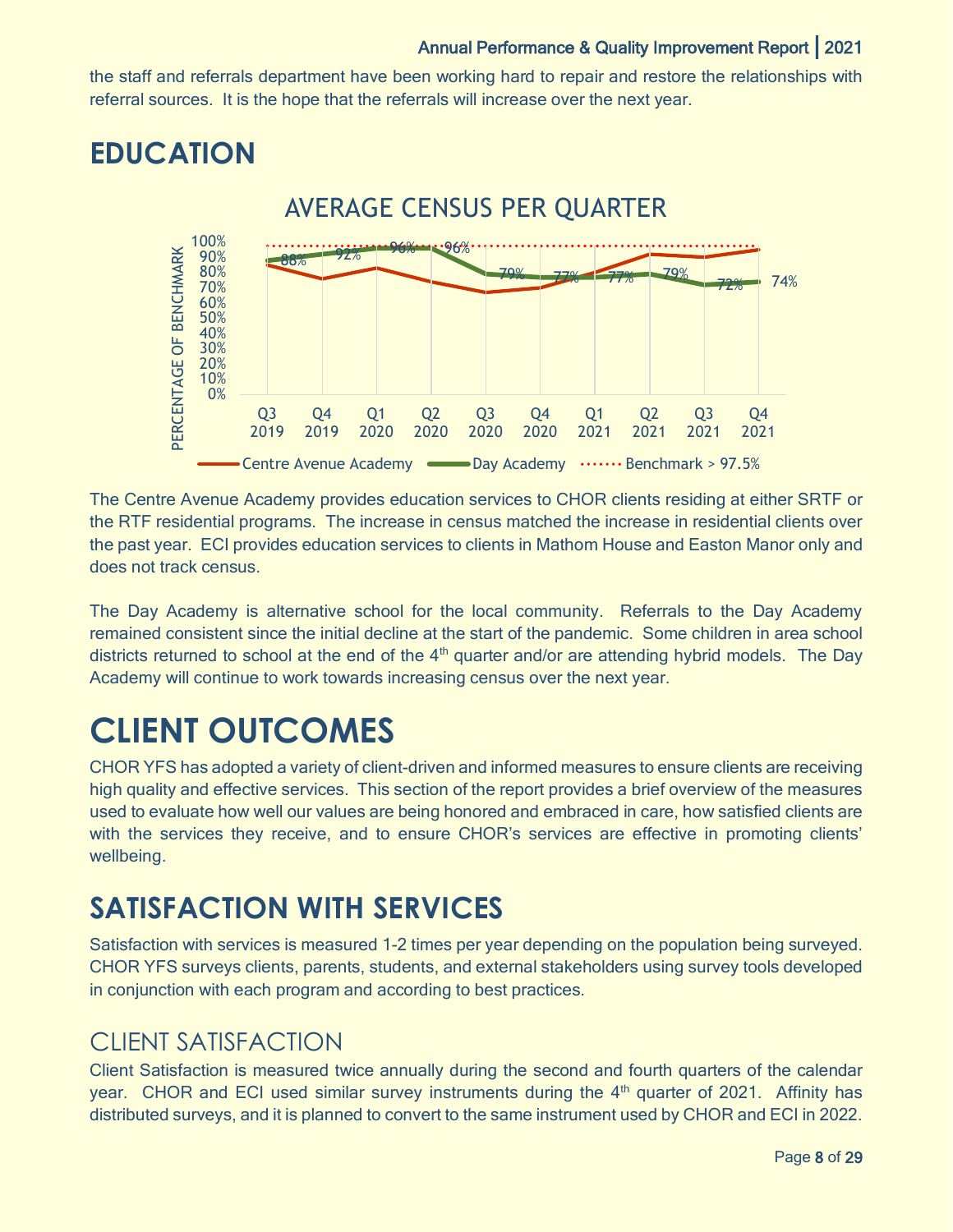the staff and referrals department have been working hard to repair and restore the relationships with referral sources. It is the hope that the referrals will increase over the next year.

# EDUCATION

The Centre Avenue Academy provides education services to CHOR clients residing at either SRTF or the RTF residential programs. The increase in census matched the increase in residential clients over the past year. ECI provides education services to clients in Mathom House and Easton Manor only and does not track census.

The Day Academy is alternative school for the local community. Referrals to the Day Academy remained consistent since the initial decline at the start of the pandemic. Some children in area school districts returned to school at the end of the 4th quarter and/or are attending hybrid models. The Day Academy will continue to work towards increasing census over the next year.

# CLIENT OUTCOMES

CHOR YFS has adopted a variety of client-driven and informed measures to ensure clients are receiving high quality and effective services. This section of the report provides a brief overview of the measures used to evaluate how well our values are being honored and embraced in care, how satisfied clients are with the services they receive, and to ensure CHOR's services are effective in promoting clients' wellbeing.

# SATISFACTION WITH SERVICES

Satisfaction with services is measured 1-2 times per year depending on the population being surveyed. CHOR YFS surveys clients, parents, students, and external stakeholders using survey tools developed in conjunction with each program and according to best practices.

## CLIENT SATISFACTION

Client Satisfaction is measured twice annually during the second and fourth quarters of the calendar year. CHOR and ECI used similar survey instruments during the 4th quarter of 2021. Affinity has distributed surveys, and it is planned to convert to the same instrument used by CHOR and ECI in 2022.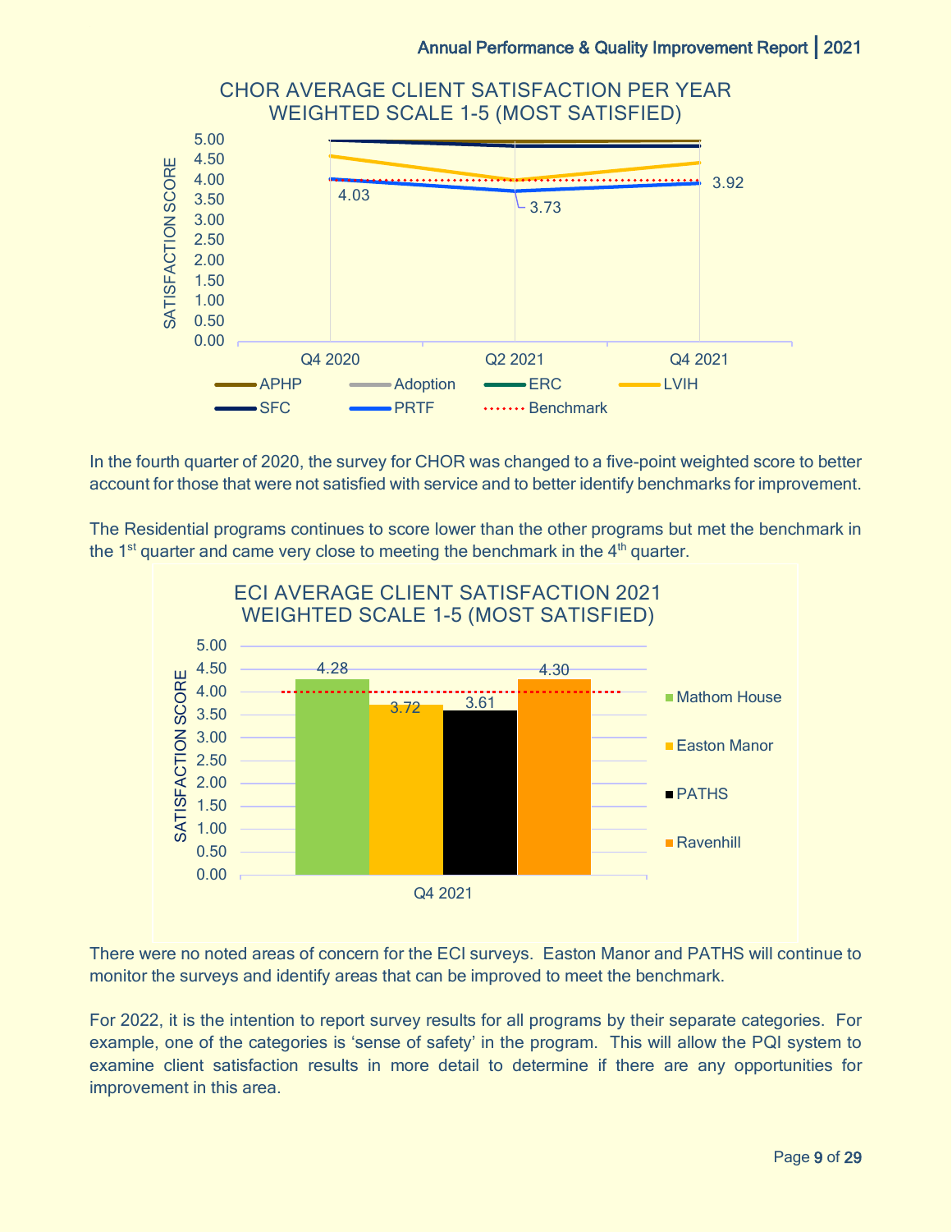**CHOR AVERAGE CLIENT SATISFACTION PER YEAR WEIGHTED SCALE 1-5 (MOST SATISFIED)**

In the fourth quarter of 2020, the survey for CHOR was changed to a five-point weighted score to better account for those that were not satisfied with service and to better identify benchmarks for improvement.

The Residential programs continues to score lower than the other programs but met the benchmark in the 1st quarter and came very close to meeting the benchmark in the 4th quarter.

**ECI AVERAGE CLIENT SATISFACTION 2021 WEIGHTED SCALE 1-5 (MOST SATISFIED)**

There were no noted areas of concern for the ECI surveys. Easton Manor and PATHS will continue to monitor the surveys and identify areas that can be improved to meet the benchmark.

For 2022, it is the intention to report survey results for all programs by their separate categories. For example, one of the categories is 'sense of safety' in the program. This will allow the PQI system to examine client satisfaction results in more detail to determine if there are any opportunities for improvement in this area.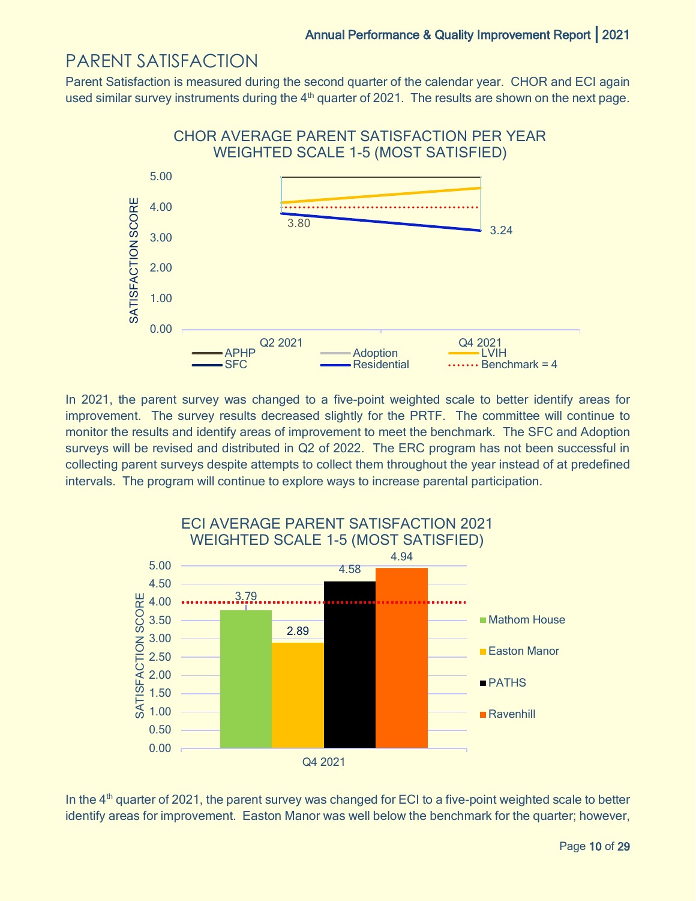## PARENT SATISFACTION

Parent Satisfaction is measured during the second quarter of the calendar year. CHOR and ECI again used similar survey instruments during the 4th quarter of 2021. The results are shown on the next page.

CHOR AVERAGE PARENT SATISFACTION PER YEAR
WEIGHTED SCALE 1-5 (MOST SATISFIED)

In 2021, the parent survey was changed to a five-point weighted scale to better identify areas for improvement. The survey results decreased slightly for the PRTF. The committee will continue to monitor the results and identify areas of improvement to meet the benchmark. The SFC and Adoption surveys will be revised and distributed in Q2 of 2022. The ERC program has not been successful in collecting parent surveys despite attempts to collect them throughout the year instead of at predefined intervals. The program will continue to explore ways to increase parental participation.

ECI AVERAGE PARENT SATISFACTION 2021
WEIGHTED SCALE 1-5 (MOST SATISFIED)

In the 4th quarter of 2021, the parent survey was changed for ECI to a five-point weighted scale to better identify areas for improvement. Easton Manor was well below the benchmark for the quarter; however,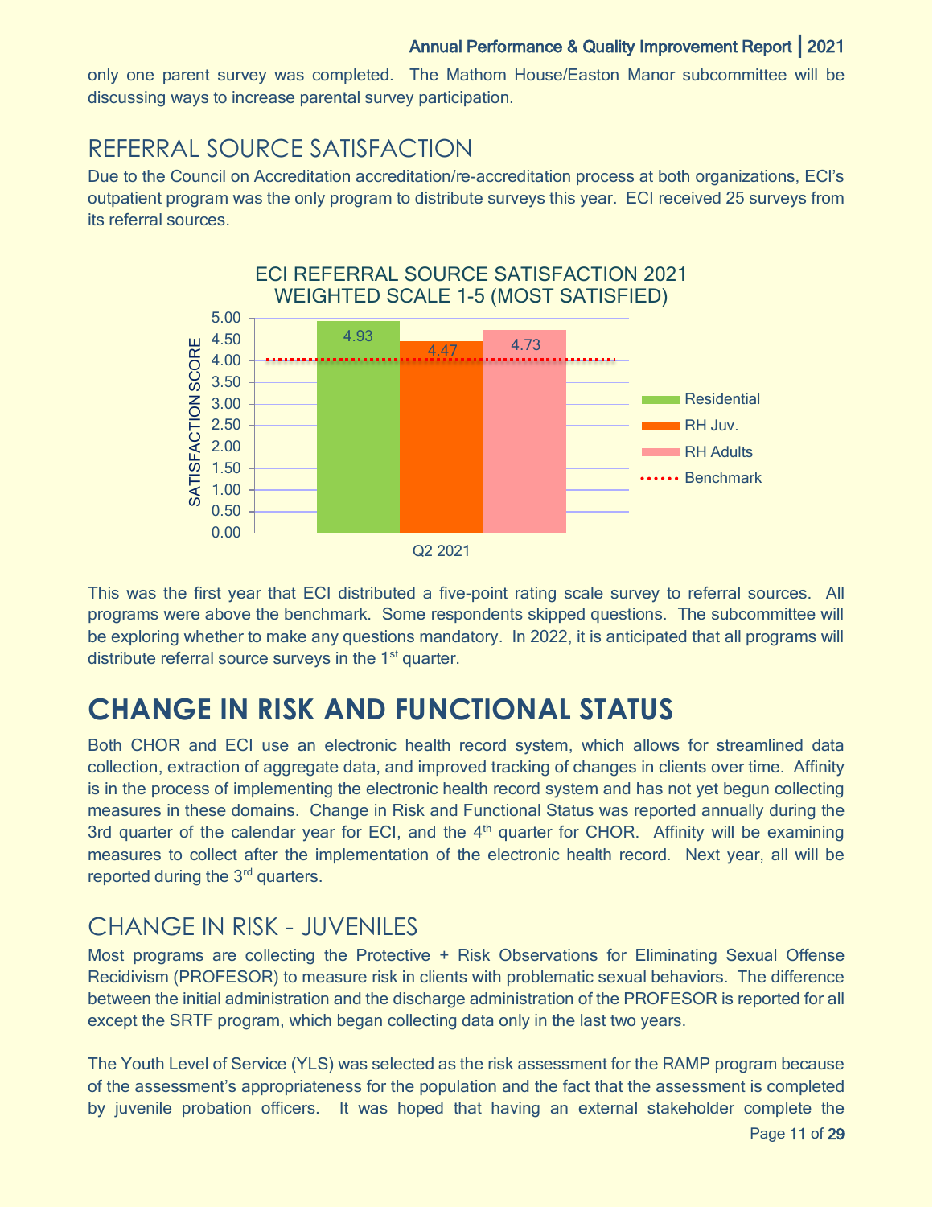only one parent survey was completed. The Mathom House/Easton Manor subcommittee will be discussing ways to increase parental survey participation.

## REFERRAL SOURCE SATISFACTION

Due to the Council on Accreditation accreditation/re-accreditation process at both organizations, ECI's outpatient program was the only program to distribute surveys this year. ECI received 25 surveys from its referral sources.

**ECI REFERRAL SOURCE SATISFACTION 2021**
**WEIGHTED SCALE 1-5 (MOST SATISFIED)**

| | Residential | RH Juv. | RH Adults | Benchmark |
|---|---|---|---|---|
| Q2 2021 | 4.93 | 4.47 | 4.73 | 4.00 |

This was the first year that ECI distributed a five-point rating scale survey to referral sources. All programs were above the benchmark. Some respondents skipped questions. The subcommittee will be exploring whether to make any questions mandatory. In 2022, it is anticipated that all programs will distribute referral source surveys in the 1st quarter.

# CHANGE IN RISK AND FUNCTIONAL STATUS

Both CHOR and ECI use an electronic health record system, which allows for streamlined data collection, extraction of aggregate data, and improved tracking of changes in clients over time. Affinity is in the process of implementing the electronic health record system and has not yet begun collecting measures in these domains. Change in Risk and Functional Status was reported annually during the 3rd quarter of the calendar year for ECI, and the 4th quarter for CHOR. Affinity will be examining measures to collect after the implementation of the electronic health record. Next year, all will be reported during the 3rd quarters.

## CHANGE IN RISK - JUVENILES

Most programs are collecting the Protective + Risk Observations for Eliminating Sexual Offense Recidivism (PROFESOR) to measure risk in clients with problematic sexual behaviors. The difference between the initial administration and the discharge administration of the PROFESOR is reported for all except the SRTF program, which began collecting data only in the last two years.

The Youth Level of Service (YLS) was selected as the risk assessment for the RAMP program because of the assessment's appropriateness for the population and the fact that the assessment is completed by juvenile probation officers. It was hoped that having an external stakeholder complete the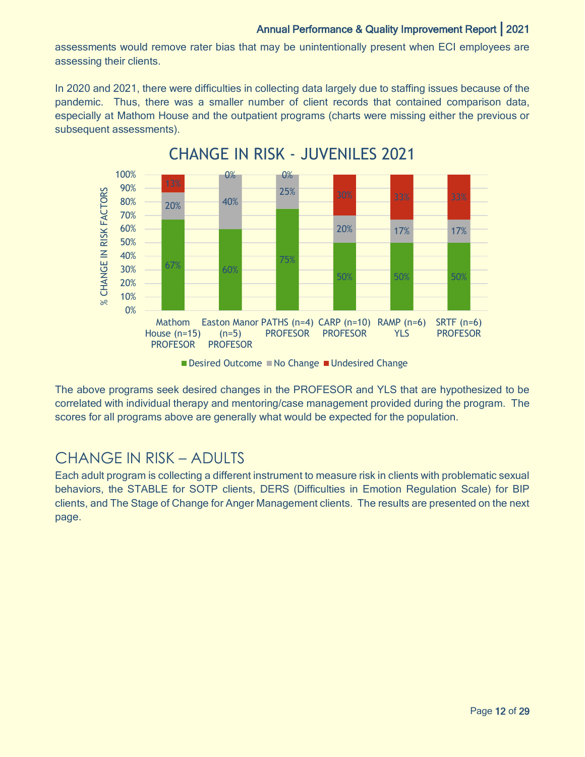assessments would remove rater bias that may be unintentionally present when ECI employees are assessing their clients.

In 2020 and 2021, there were difficulties in collecting data largely due to staffing issues because of the pandemic. Thus, there was a smaller number of client records that contained comparison data, especially at Mathom House and the outpatient programs (charts were missing either the previous or subsequent assessments).

**CHANGE IN RISK - JUVENILES 2021**

| % Change in Risk Factors | Mathom House (n=15) PROFESOR | Easton Manor (n=5) PROFESOR | PATHS (n=4) PROFESOR | CARP (n=10) PROFESOR | RAMP (n=6) YLS | SRTF (n=6) PROFESOR |
|---|---|---|---|---|---|---|
| Desired Outcome | 67% | 60% | 75% | 50% | 50% | 50% |
| No Change | 20% | 40% | 25% | 20% | 17% | 17% |
| Undesired Change | 13% | 0% | 0% | 30% | 33% | 33% |

The above programs seek desired changes in the PROFESOR and YLS that are hypothesized to be correlated with individual therapy and mentoring/case management provided during the program. The scores for all programs above are generally what would be expected for the population.

## CHANGE IN RISK – ADULTS

Each adult program is collecting a different instrument to measure risk in clients with problematic sexual behaviors, the STABLE for SOTP clients, DERS (Difficulties in Emotion Regulation Scale) for BIP clients, and The Stage of Change for Anger Management clients. The results are presented on the next page.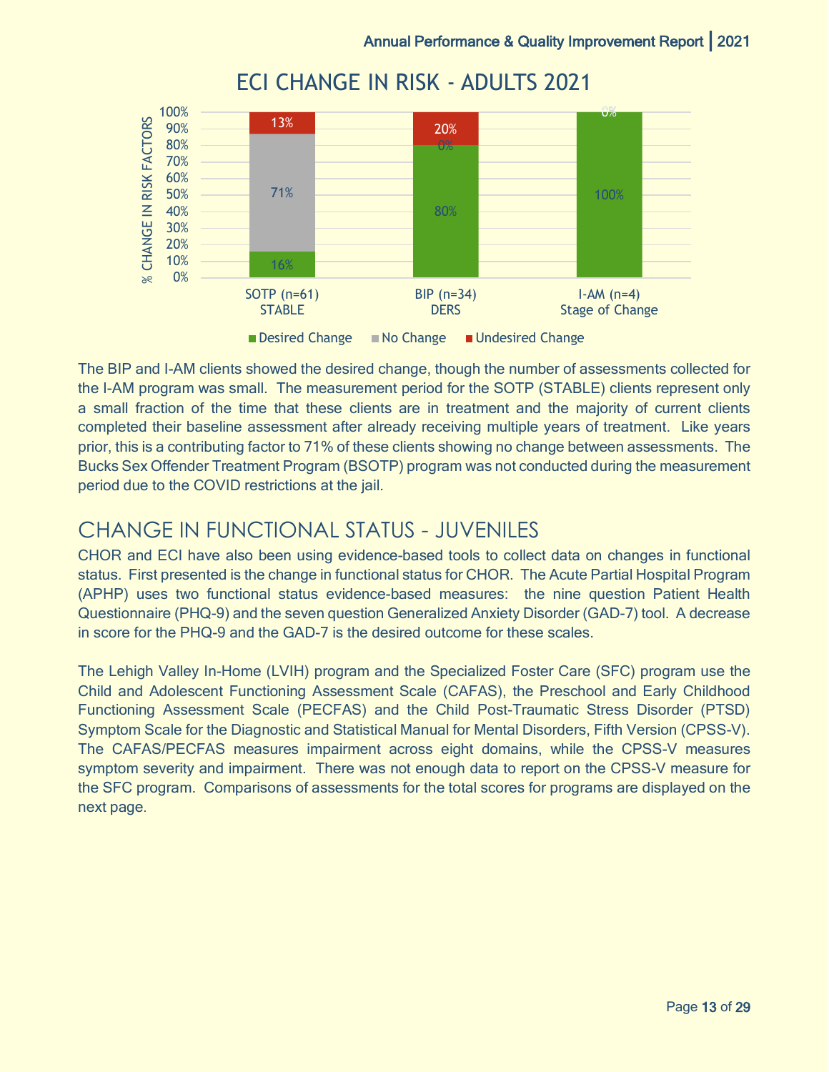## ECI CHANGE IN RISK - ADULTS 2021

| % CHANGE IN RISK FACTORS | SOTP (n=61) STABLE | BIP (n=34) DERS | I-AM (n=4) Stage of Change |
|---|---|---|---|
| Desired Change | 16% | 80% | 100% |
| No Change | 71% | 0% | |
| Undesired Change | 13% | 20% | 0% |

The BIP and I-AM clients showed the desired change, though the number of assessments collected for the I-AM program was small. The measurement period for the SOTP (STABLE) clients represent only a small fraction of the time that these clients are in treatment and the majority of current clients completed their baseline assessment after already receiving multiple years of treatment. Like years prior, this is a contributing factor to 71% of these clients showing no change between assessments. The Bucks Sex Offender Treatment Program (BSOTP) program was not conducted during the measurement period due to the COVID restrictions at the jail.

## CHANGE IN FUNCTIONAL STATUS - JUVENILES

CHOR and ECI have also been using evidence-based tools to collect data on changes in functional status. First presented is the change in functional status for CHOR. The Acute Partial Hospital Program (APHP) uses two functional status evidence-based measures: the nine question Patient Health Questionnaire (PHQ-9) and the seven question Generalized Anxiety Disorder (GAD-7) tool. A decrease in score for the PHQ-9 and the GAD-7 is the desired outcome for these scales.

The Lehigh Valley In-Home (LVIH) program and the Specialized Foster Care (SFC) program use the Child and Adolescent Functioning Assessment Scale (CAFAS), the Preschool and Early Childhood Functioning Assessment Scale (PECFAS) and the Child Post-Traumatic Stress Disorder (PTSD) Symptom Scale for the Diagnostic and Statistical Manual for Mental Disorders, Fifth Version (CPSS-V). The CAFAS/PECFAS measures impairment across eight domains, while the CPSS-V measures symptom severity and impairment. There was not enough data to report on the CPSS-V measure for the SFC program. Comparisons of assessments for the total scores for programs are displayed on the next page.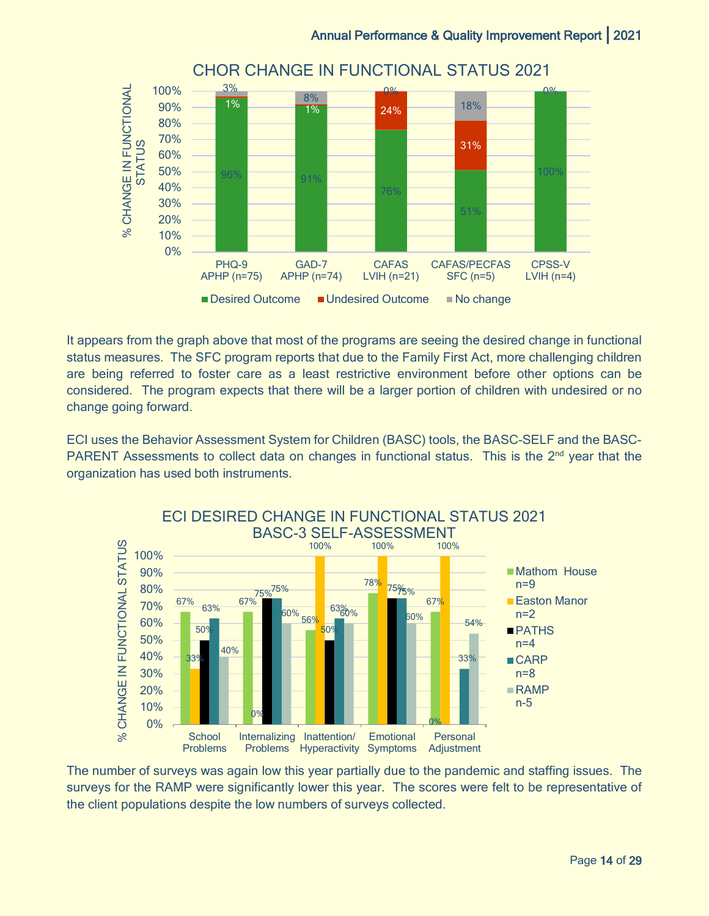## CHOR CHANGE IN FUNCTIONAL STATUS 2021

| | PHQ-9 APHP (n=75) | GAD-7 APHP (n=74) | CAFAS LVIH (n=21) | CAFAS/PECFAS SFC (n=5) | CPSS-V LVIH (n=4) |
|---|---|---|---|---|---|
| Desired Outcome | 96% | 91% | 76% | 51% | 100% |
| Undesired Outcome | 1% | 1% | 24% | 31% | |
| No change | 3% | 8% | 0% | 18% | 0% |

It appears from the graph above that most of the programs are seeing the desired change in functional status measures. The SFC program reports that due to the Family First Act, more challenging children are being referred to foster care as a least restrictive environment before other options can be considered. The program expects that there will be a larger portion of children with undesired or no change going forward.

ECI uses the Behavior Assessment System for Children (BASC) tools, the BASC-SELF and the BASC-PARENT Assessments to collect data on changes in functional status. This is the 2nd year that the organization has used both instruments.

## ECI DESIRED CHANGE IN FUNCTIONAL STATUS 2021 BASC-3 SELF-ASSESSMENT

| | School Problems | Internalizing Problems | Inattention/ Hyperactivity | Emotional Symptoms | Personal Adjustment |
|---|---|---|---|---|---|
| Mathom House n=9 | 67% | 67% | 56% | 78% | 67% |
| Easton Manor n=2 | 33% | 0% | 100% | 100% | 100% |
| PATHS n=4 | 50% | 75% | 50% | 75% | 0% |
| CARP n=8 | 63% | 75% | 63% | 75% | 33% |
| RAMP n-5 | 40% | 60% | 60% | 60% | 54% |

The number of surveys was again low this year partially due to the pandemic and staffing issues. The surveys for the RAMP were significantly lower this year. The scores were felt to be representative of the client populations despite the low numbers of surveys collected.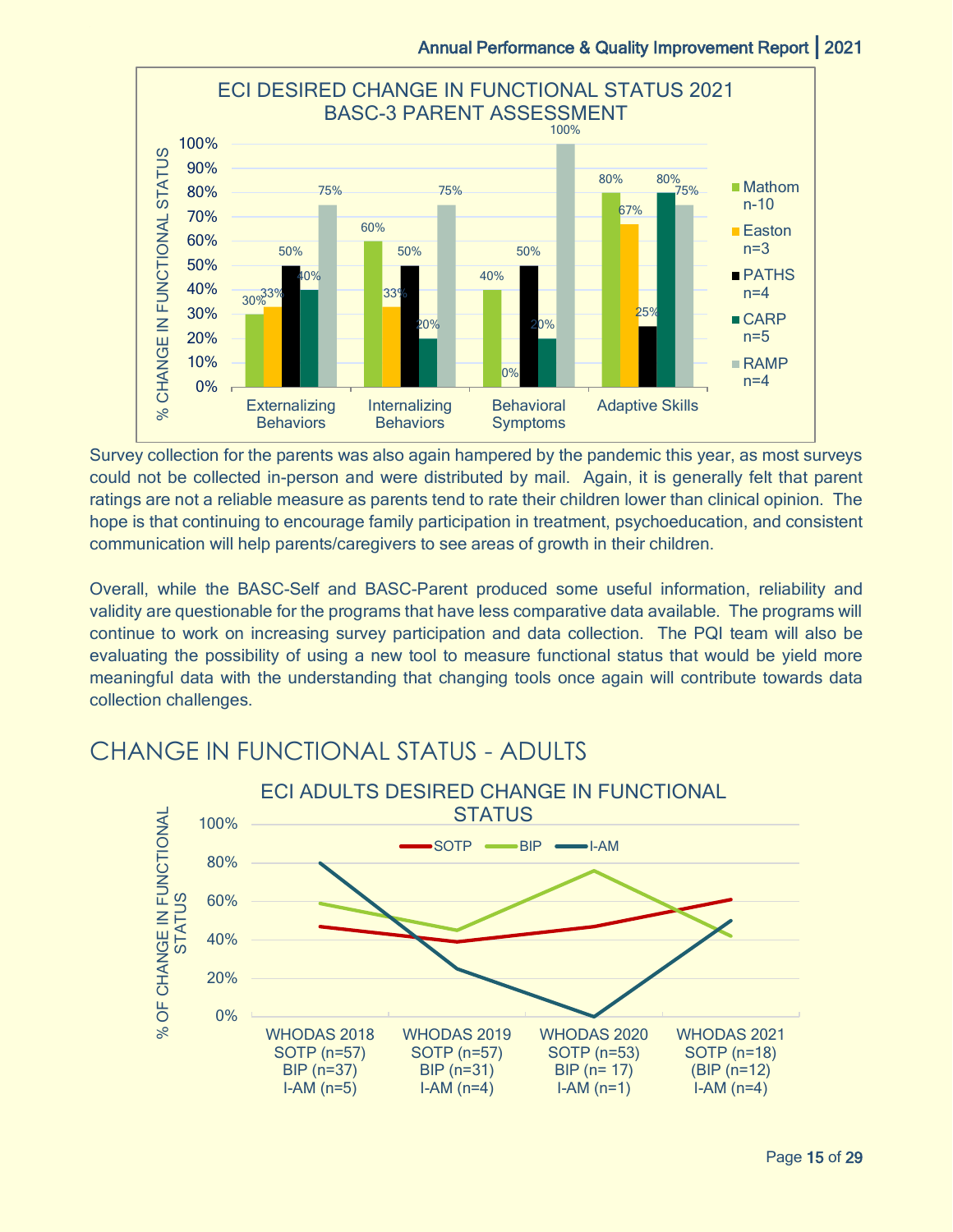**ECI DESIRED CHANGE IN FUNCTIONAL STATUS 2021 BASC-3 PARENT ASSESSMENT**

| % Change in Functional Status | Mathom n-10 | Easton n=3 | PATHS n=4 | CARP n=5 | RAMP n=4 |
|---|---|---|---|---|---|
| Externalizing Behaviors | 30% | 33% | 50% | 40% | 75% |
| Internalizing Behaviors | 60% | 33% | 50% | 20% | 75% |
| Behavioral Symptoms | 40% | 0% | 50% | 20% | 100% |
| Adaptive Skills | 80% | 67% | 25% | 80% | 75% |

Survey collection for the parents was also again hampered by the pandemic this year, as most surveys could not be collected in-person and were distributed by mail. Again, it is generally felt that parent ratings are not a reliable measure as parents tend to rate their children lower than clinical opinion. The hope is that continuing to encourage family participation in treatment, psychoeducation, and consistent communication will help parents/caregivers to see areas of growth in their children.

Overall, while the BASC-Self and BASC-Parent produced some useful information, reliability and validity are questionable for the programs that have less comparative data available. The programs will continue to work on increasing survey participation and data collection. The PQI team will also be evaluating the possibility of using a new tool to measure functional status that would be yield more meaningful data with the understanding that changing tools once again will contribute towards data collection challenges.

## CHANGE IN FUNCTIONAL STATUS - ADULTS

**ECI ADULTS DESIRED CHANGE IN FUNCTIONAL STATUS**

| % of Change in Functional Status | WHODAS 2018 SOTP (n=57) BIP (n=37) I-AM (n=5) | WHODAS 2019 SOTP (n=57) BIP (n=31) I-AM (n=4) | WHODAS 2020 SOTP (n=53) BIP (n= 17) I-AM (n=1) | WHODAS 2021 SOTP (n=18) (BIP (n=12) I-AM (n=4) |
|---|---|---|---|---|
| SOTP | ~47% | ~39% | ~47% | ~61% |
| BIP | ~59% | ~45% | ~76% | ~42% |
| I-AM | ~80% | ~25% | ~0% | ~50% |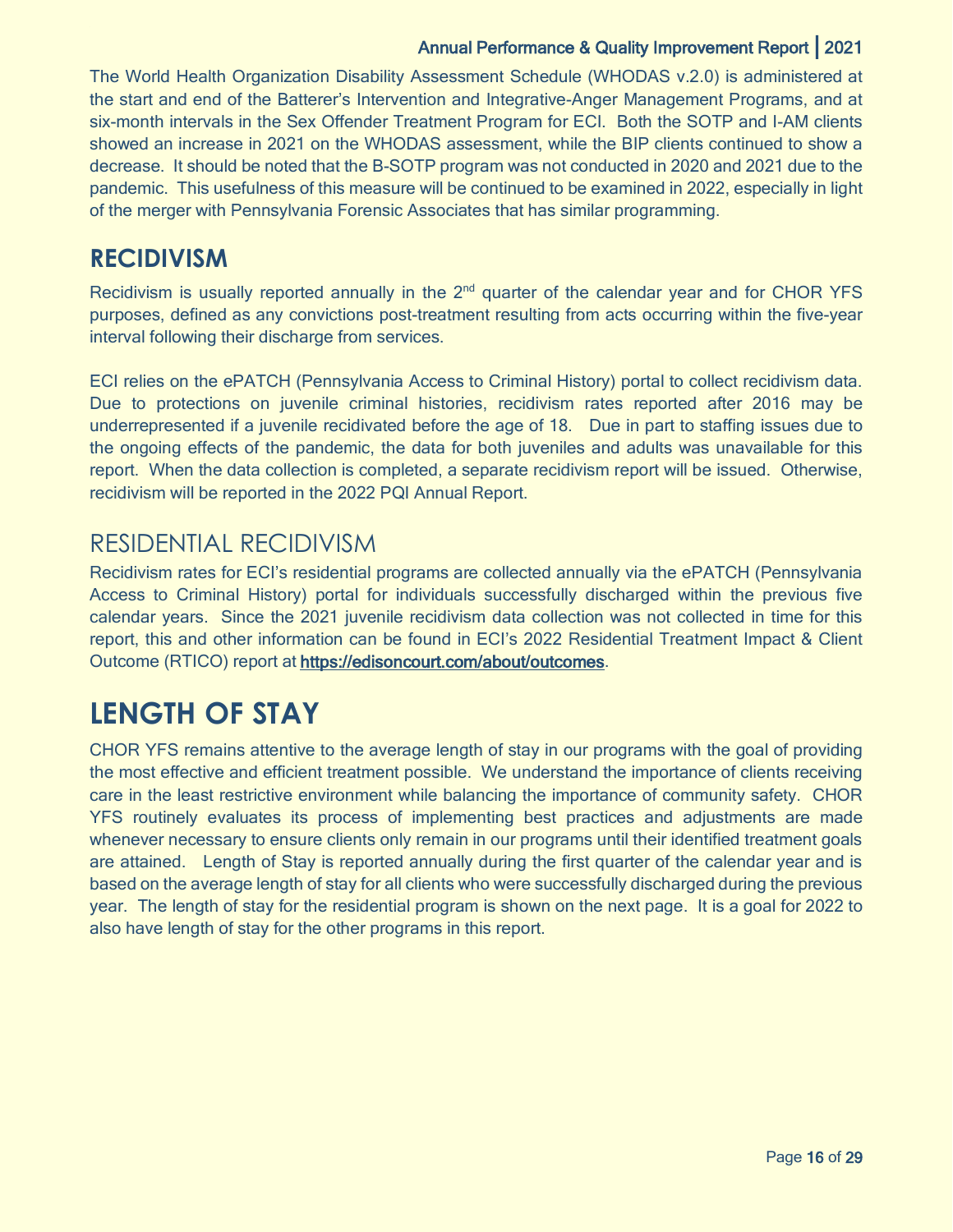The World Health Organization Disability Assessment Schedule (WHODAS v.2.0) is administered at the start and end of the Batterer's Intervention and Integrative-Anger Management Programs, and at six-month intervals in the Sex Offender Treatment Program for ECI. Both the SOTP and I-AM clients showed an increase in 2021 on the WHODAS assessment, while the BIP clients continued to show a decrease. It should be noted that the B-SOTP program was not conducted in 2020 and 2021 due to the pandemic. This usefulness of this measure will be continued to be examined in 2022, especially in light of the merger with Pennsylvania Forensic Associates that has similar programming.

## RECIDIVISM

Recidivism is usually reported annually in the 2nd quarter of the calendar year and for CHOR YFS purposes, defined as any convictions post-treatment resulting from acts occurring within the five-year interval following their discharge from services.

ECI relies on the ePATCH (Pennsylvania Access to Criminal History) portal to collect recidivism data. Due to protections on juvenile criminal histories, recidivism rates reported after 2016 may be underrepresented if a juvenile recidivated before the age of 18. Due in part to staffing issues due to the ongoing effects of the pandemic, the data for both juveniles and adults was unavailable for this report. When the data collection is completed, a separate recidivism report will be issued. Otherwise, recidivism will be reported in the 2022 PQI Annual Report.

### RESIDENTIAL RECIDIVISM

Recidivism rates for ECI's residential programs are collected annually via the ePATCH (Pennsylvania Access to Criminal History) portal for individuals successfully discharged within the previous five calendar years. Since the 2021 juvenile recidivism data collection was not collected in time for this report, this and other information can be found in ECI's 2022 Residential Treatment Impact & Client Outcome (RTICO) report at **https://edisoncourt.com/about/outcomes**.

# LENGTH OF STAY

CHOR YFS remains attentive to the average length of stay in our programs with the goal of providing the most effective and efficient treatment possible. We understand the importance of clients receiving care in the least restrictive environment while balancing the importance of community safety. CHOR YFS routinely evaluates its process of implementing best practices and adjustments are made whenever necessary to ensure clients only remain in our programs until their identified treatment goals are attained. Length of Stay is reported annually during the first quarter of the calendar year and is based on the average length of stay for all clients who were successfully discharged during the previous year. The length of stay for the residential program is shown on the next page. It is a goal for 2022 to also have length of stay for the other programs in this report.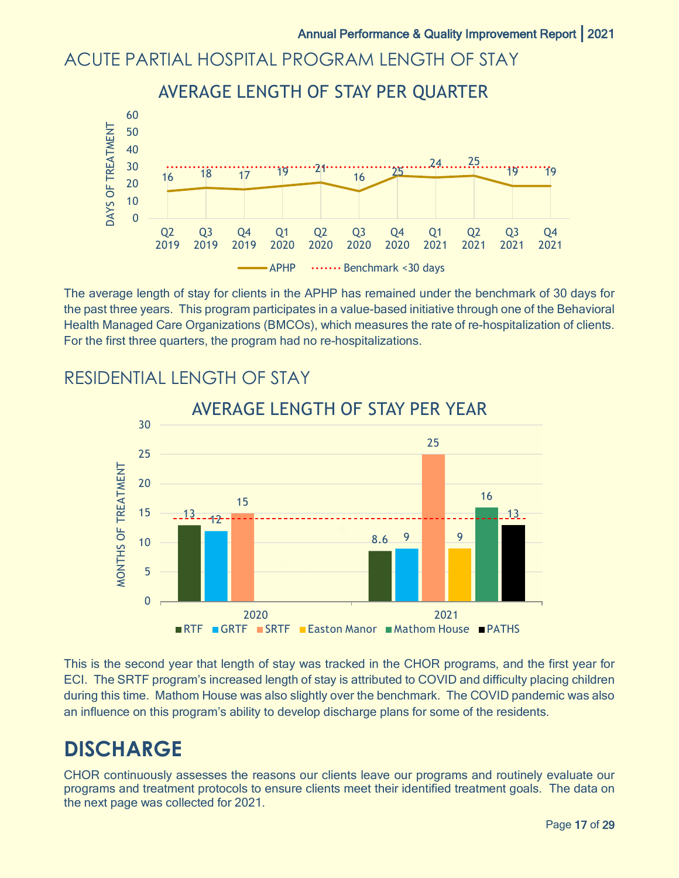# ACUTE PARTIAL HOSPITAL PROGRAM LENGTH OF STAY

## AVERAGE LENGTH OF STAY PER QUARTER

| Quarter | APHP (Days of Treatment) | Benchmark |
|---|---|---|
| Q2 2019 | 16 | <30 days |
| Q3 2019 | 18 | <30 days |
| Q4 2019 | 17 | <30 days |
| Q1 2020 | 19 | <30 days |
| Q2 2020 | 21 | <30 days |
| Q3 2020 | 16 | <30 days |
| Q4 2020 | 25 | <30 days |
| Q1 2021 | 24 | <30 days |
| Q2 2021 | 25 | <30 days |
| Q3 2021 | 19 | <30 days |
| Q4 2021 | 19 | <30 days |

The average length of stay for clients in the APHP has remained under the benchmark of 30 days for the past three years. This program participates in a value-based initiative through one of the Behavioral Health Managed Care Organizations (BMCOs), which measures the rate of re-hospitalization of clients. For the first three quarters, the program had no re-hospitalizations.

# RESIDENTIAL LENGTH OF STAY

## AVERAGE LENGTH OF STAY PER YEAR

| Program | 2020 (Months of Treatment) | 2021 (Months of Treatment) |
|---|---|---|
| RTF | 13 | 8.6 |
| GRTF | 12 | 9 |
| SRTF | 15 | 25 |
| Easton Manor | | 9 |
| Mathom House | | 16 |
| PATHS | | 13 |

This is the second year that length of stay was tracked in the CHOR programs, and the first year for ECI. The SRTF program's increased length of stay is attributed to COVID and difficulty placing children during this time. Mathom House was also slightly over the benchmark. The COVID pandemic was also an influence on this program's ability to develop discharge plans for some of the residents.

# DISCHARGE

CHOR continuously assesses the reasons our clients leave our programs and routinely evaluate our programs and treatment protocols to ensure clients meet their identified treatment goals. The data on the next page was collected for 2021.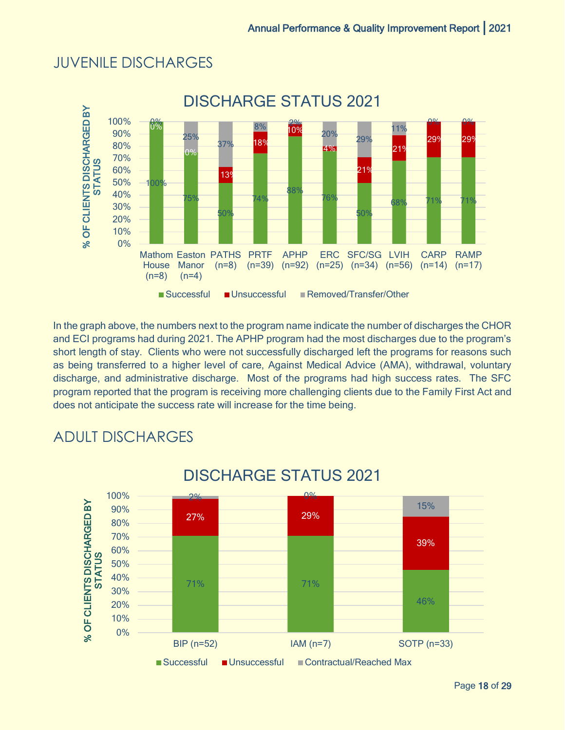## JUVENILE DISCHARGES

**DISCHARGE STATUS 2021**

| Program | Successful | Unsuccessful | Removed/Transfer/Other |
|---|---|---|---|
| Mathom House (n=8) | 100% | 0% | 0% |
| Easton Manor (n=4) | 75% | 0% | 25% |
| PATHS (n=8) | 50% | 13% | 37% |
| PRTF (n=39) | 74% | 18% | 8% |
| APHP (n=92) | 88% | 10% | 2% |
| ERC (n=25) | 76% | 4% | 20% |
| SFC/SG (n=34) | 50% | 21% | 29% |
| LVIH (n=56) | 68% | 21% | 11% |
| CARP (n=14) | 71% | 29% | 0% |
| RAMP (n=17) | 71% | 29% | 0% |

In the graph above, the numbers next to the program name indicate the number of discharges the CHOR and ECI programs had during 2021. The APHP program had the most discharges due to the program's short length of stay. Clients who were not successfully discharged left the programs for reasons such as being transferred to a higher level of care, Against Medical Advice (AMA), withdrawal, voluntary discharge, and administrative discharge. Most of the programs had high success rates. The SFC program reported that the program is receiving more challenging clients due to the Family First Act and does not anticipate the success rate will increase for the time being.

## ADULT DISCHARGES

**DISCHARGE STATUS 2021**

| Program | Successful | Unsuccessful | Contractual/Reached Max |
|---|---|---|---|
| BIP (n=52) | 71% | 27% | 2% |
| IAM (n=7) | 71% | 29% | 0% |
| SOTP (n=33) | 46% | 39% | 15% |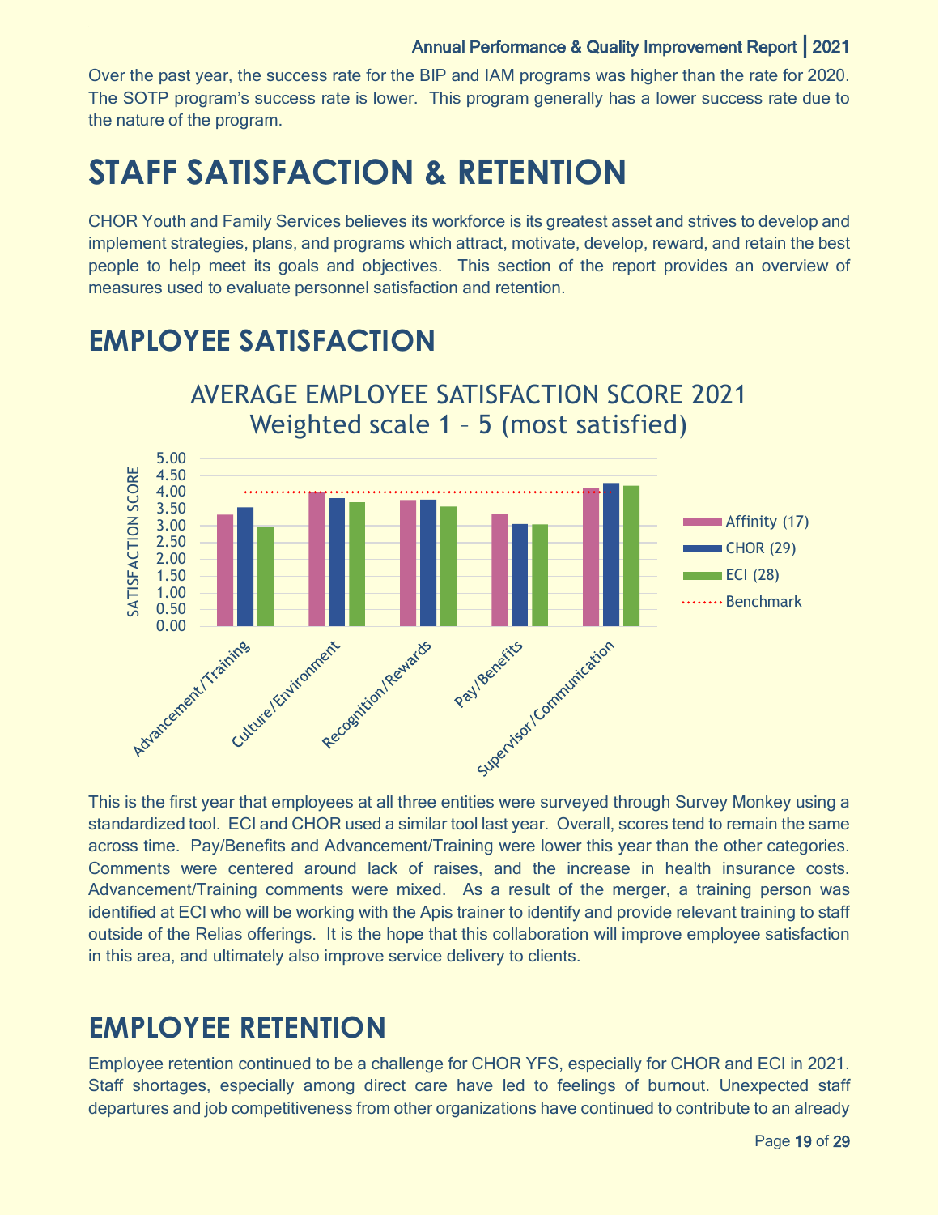Over the past year, the success rate for the BIP and IAM programs was higher than the rate for 2020. The SOTP program's success rate is lower. This program generally has a lower success rate due to the nature of the program.

# STAFF SATISFACTION & RETENTION

CHOR Youth and Family Services believes its workforce is its greatest asset and strives to develop and implement strategies, plans, and programs which attract, motivate, develop, reward, and retain the best people to help meet its goals and objectives. This section of the report provides an overview of measures used to evaluate personnel satisfaction and retention.

## EMPLOYEE SATISFACTION

AVERAGE EMPLOYEE SATISFACTION SCORE 2021
Weighted scale 1 – 5 (most satisfied)

This is the first year that employees at all three entities were surveyed through Survey Monkey using a standardized tool. ECI and CHOR used a similar tool last year. Overall, scores tend to remain the same across time. Pay/Benefits and Advancement/Training were lower this year than the other categories. Comments were centered around lack of raises, and the increase in health insurance costs. Advancement/Training comments were mixed. As a result of the merger, a training person was identified at ECI who will be working with the Apis trainer to identify and provide relevant training to staff outside of the Relias offerings. It is the hope that this collaboration will improve employee satisfaction in this area, and ultimately also improve service delivery to clients.

## EMPLOYEE RETENTION

Employee retention continued to be a challenge for CHOR YFS, especially for CHOR and ECI in 2021. Staff shortages, especially among direct care have led to feelings of burnout. Unexpected staff departures and job competitiveness from other organizations have continued to contribute to an already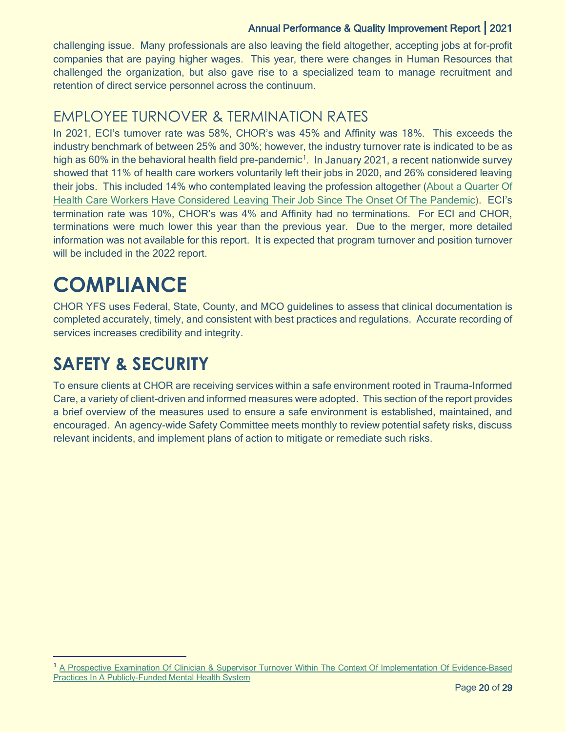challenging issue. Many professionals are also leaving the field altogether, accepting jobs at for-profit companies that are paying higher wages. This year, there were changes in Human Resources that challenged the organization, but also gave rise to a specialized team to manage recruitment and retention of direct service personnel across the continuum.

## EMPLOYEE TURNOVER & TERMINATION RATES

In 2021, ECI's turnover rate was 58%, CHOR's was 45% and Affinity was 18%. This exceeds the industry benchmark of between 25% and 30%; however, the industry turnover rate is indicated to be as high as 60% in the behavioral health field pre-pandemic[1]. In January 2021, a recent nationwide survey showed that 11% of health care workers voluntarily left their jobs in 2020, and 26% considered leaving their jobs. This included 14% who contemplated leaving the profession altogether (About a Quarter Of Health Care Workers Have Considered Leaving Their Job Since The Onset Of The Pandemic). ECI's termination rate was 10%, CHOR's was 4% and Affinity had no terminations. For ECI and CHOR, terminations were much lower this year than the previous year. Due to the merger, more detailed information was not available for this report. It is expected that program turnover and position turnover will be included in the 2022 report.

# COMPLIANCE

CHOR YFS uses Federal, State, County, and MCO guidelines to assess that clinical documentation is completed accurately, timely, and consistent with best practices and regulations. Accurate recording of services increases credibility and integrity.

# SAFETY & SECURITY

To ensure clients at CHOR are receiving services within a safe environment rooted in Trauma-Informed Care, a variety of client-driven and informed measures were adopted. This section of the report provides a brief overview of the measures used to ensure a safe environment is established, maintained, and encouraged. An agency-wide Safety Committee meets monthly to review potential safety risks, discuss relevant incidents, and implement plans of action to mitigate or remediate such risks.

---

[1] A Prospective Examination Of Clinician & Supervisor Turnover Within The Context Of Implementation Of Evidence-Based Practices In A Publicly-Funded Mental Health System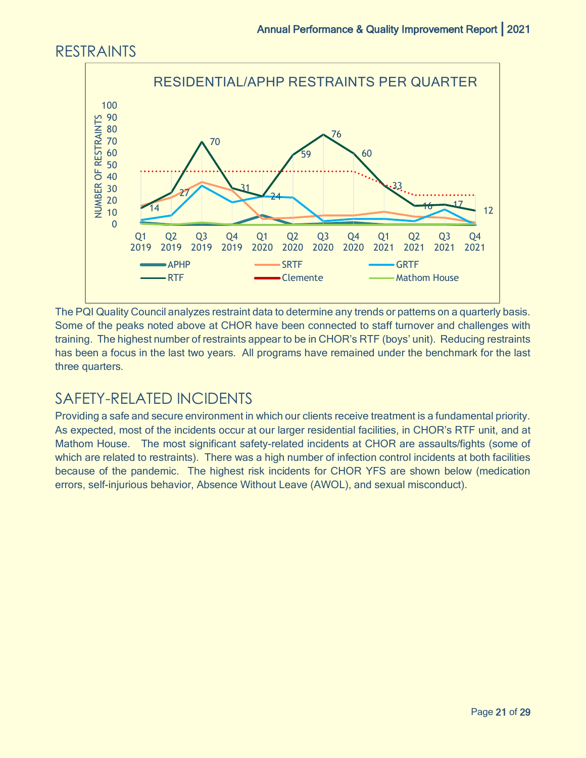## RESTRAINTS

The PQI Quality Council analyzes restraint data to determine any trends or patterns on a quarterly basis. Some of the peaks noted above at CHOR have been connected to staff turnover and challenges with training. The highest number of restraints appear to be in CHOR's RTF (boys' unit). Reducing restraints has been a focus in the last two years. All programs have remained under the benchmark for the last three quarters.

## SAFETY-RELATED INCIDENTS

Providing a safe and secure environment in which our clients receive treatment is a fundamental priority. As expected, most of the incidents occur at our larger residential facilities, in CHOR's RTF unit, and at Mathom House. The most significant safety-related incidents at CHOR are assaults/fights (some of which are related to restraints). There was a high number of infection control incidents at both facilities because of the pandemic. The highest risk incidents for CHOR YFS are shown below (medication errors, self-injurious behavior, Absence Without Leave (AWOL), and sexual misconduct).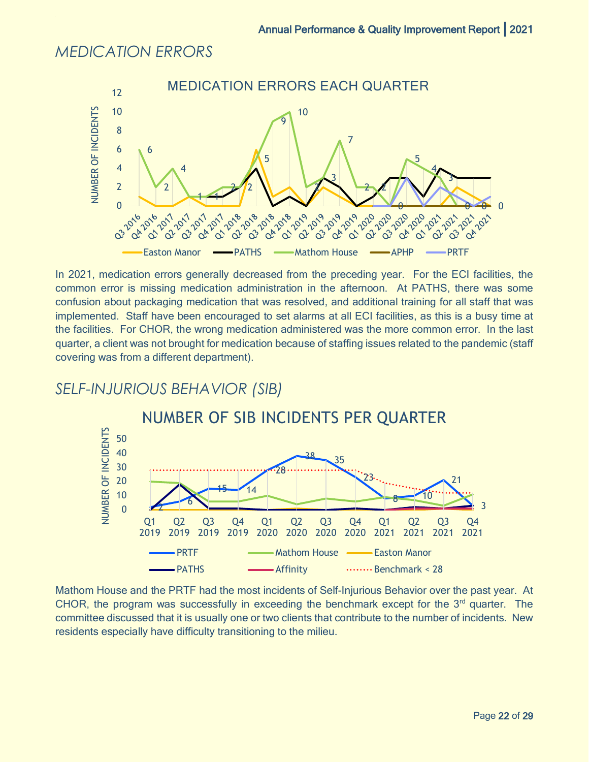## MEDICATION ERRORS

In 2021, medication errors generally decreased from the preceding year. For the ECI facilities, the common error is missing medication administration in the afternoon. At PATHS, there was some confusion about packaging medication that was resolved, and additional training for all staff that was implemented. Staff have been encouraged to set alarms at all ECI facilities, as this is a busy time at the facilities. For CHOR, the wrong medication administered was the more common error. In the last quarter, a client was not brought for medication because of staffing issues related to the pandemic (staff covering was from a different department).

## SELF-INJURIOUS BEHAVIOR (SIB)

Mathom House and the PRTF had the most incidents of Self-Injurious Behavior over the past year. At CHOR, the program was successfully in exceeding the benchmark except for the 3rd quarter. The committee discussed that it is usually one or two clients that contribute to the number of incidents. New residents especially have difficulty transitioning to the milieu.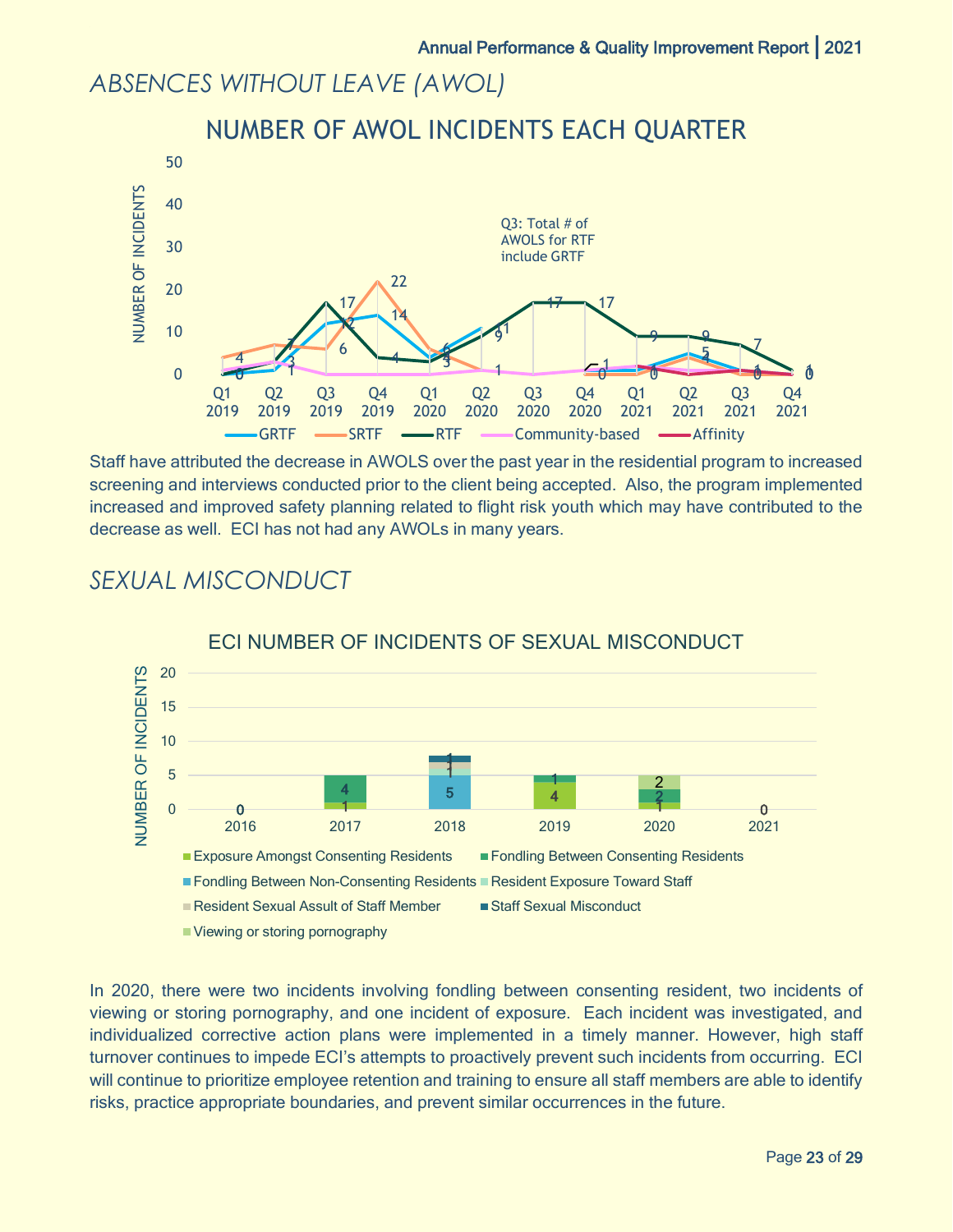## ABSENCES WITHOUT LEAVE (AWOL)

### NUMBER OF AWOL INCIDENTS EACH QUARTER

Q3: Total # of AWOLS for RTF include GRTF

Staff have attributed the decrease in AWOLS over the past year in the residential program to increased screening and interviews conducted prior to the client being accepted. Also, the program implemented increased and improved safety planning related to flight risk youth which may have contributed to the decrease as well. ECI has not had any AWOLs in many years.

## SEXUAL MISCONDUCT

### ECI NUMBER OF INCIDENTS OF SEXUAL MISCONDUCT

In 2020, there were two incidents involving fondling between consenting resident, two incidents of viewing or storing pornography, and one incident of exposure. Each incident was investigated, and individualized corrective action plans were implemented in a timely manner. However, high staff turnover continues to impede ECI's attempts to proactively prevent such incidents from occurring. ECI will continue to prioritize employee retention and training to ensure all staff members are able to identify risks, practice appropriate boundaries, and prevent similar occurrences in the future.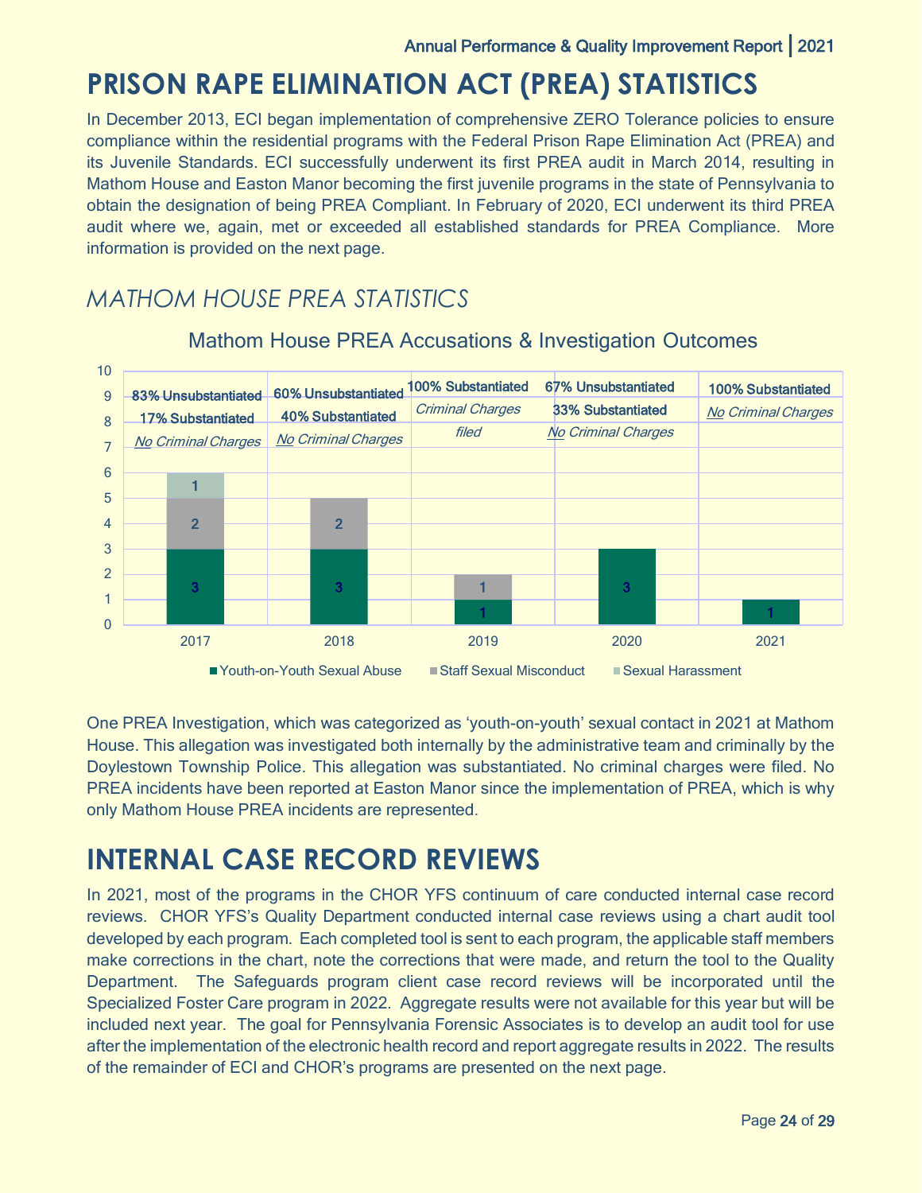# PRISON RAPE ELIMINATION ACT (PREA) STATISTICS

In December 2013, ECI began implementation of comprehensive ZERO Tolerance policies to ensure compliance within the residential programs with the Federal Prison Rape Elimination Act (PREA) and its Juvenile Standards. ECI successfully underwent its first PREA audit in March 2014, resulting in Mathom House and Easton Manor becoming the first juvenile programs in the state of Pennsylvania to obtain the designation of being PREA Compliant. In February of 2020, ECI underwent its third PREA audit where we, again, met or exceeded all established standards for PREA Compliance. More information is provided on the next page.

## *MATHOM HOUSE PREA STATISTICS*

Mathom House PREA Accusations & Investigation Outcomes

| Year | Youth-on-Youth Sexual Abuse | Staff Sexual Misconduct | Sexual Harassment | Outcome |
|---|---|---|---|---|
| 2017 | 3 | 2 | 1 | 83% Unsubstantiated, 17% Substantiated, *No Criminal Charges* |
| 2018 | 3 | 2 | | 60% Unsubstantiated, 40% Substantiated, *No Criminal Charges* |
| 2019 | 1 | 1 | | 100% Substantiated, *Criminal Charges filed* |
| 2020 | 3 | | | 67% Unsubstantiated, 33% Substantiated, *No Criminal Charges* |
| 2021 | 1 | | | 100% Substantiated, *No Criminal Charges* |

One PREA Investigation, which was categorized as 'youth-on-youth' sexual contact in 2021 at Mathom House. This allegation was investigated both internally by the administrative team and criminally by the Doylestown Township Police. This allegation was substantiated. No criminal charges were filed. No PREA incidents have been reported at Easton Manor since the implementation of PREA, which is why only Mathom House PREA incidents are represented.

# INTERNAL CASE RECORD REVIEWS

In 2021, most of the programs in the CHOR YFS continuum of care conducted internal case record reviews. CHOR YFS's Quality Department conducted internal case reviews using a chart audit tool developed by each program. Each completed tool is sent to each program, the applicable staff members make corrections in the chart, note the corrections that were made, and return the tool to the Quality Department. The Safeguards program client case record reviews will be incorporated until the Specialized Foster Care program in 2022. Aggregate results were not available for this year but will be included next year. The goal for Pennsylvania Forensic Associates is to develop an audit tool for use after the implementation of the electronic health record and report aggregate results in 2022. The results of the remainder of ECI and CHOR's programs are presented on the next page.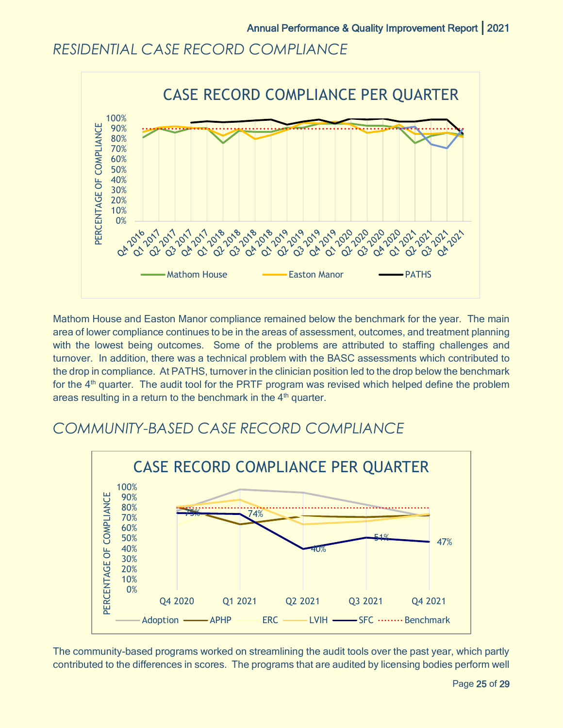## RESIDENTIAL CASE RECORD COMPLIANCE

Mathom House and Easton Manor compliance remained below the benchmark for the year. The main area of lower compliance continues to be in the areas of assessment, outcomes, and treatment planning with the lowest being outcomes. Some of the problems are attributed to staffing challenges and turnover. In addition, there was a technical problem with the BASC assessments which contributed to the drop in compliance. At PATHS, turnover in the clinician position led to the drop below the benchmark for the 4th quarter. The audit tool for the PRTF program was revised which helped define the problem areas resulting in a return to the benchmark in the 4th quarter.

## COMMUNITY-BASED CASE RECORD COMPLIANCE

The community-based programs worked on streamlining the audit tools over the past year, which partly contributed to the differences in scores. The programs that are audited by licensing bodies perform well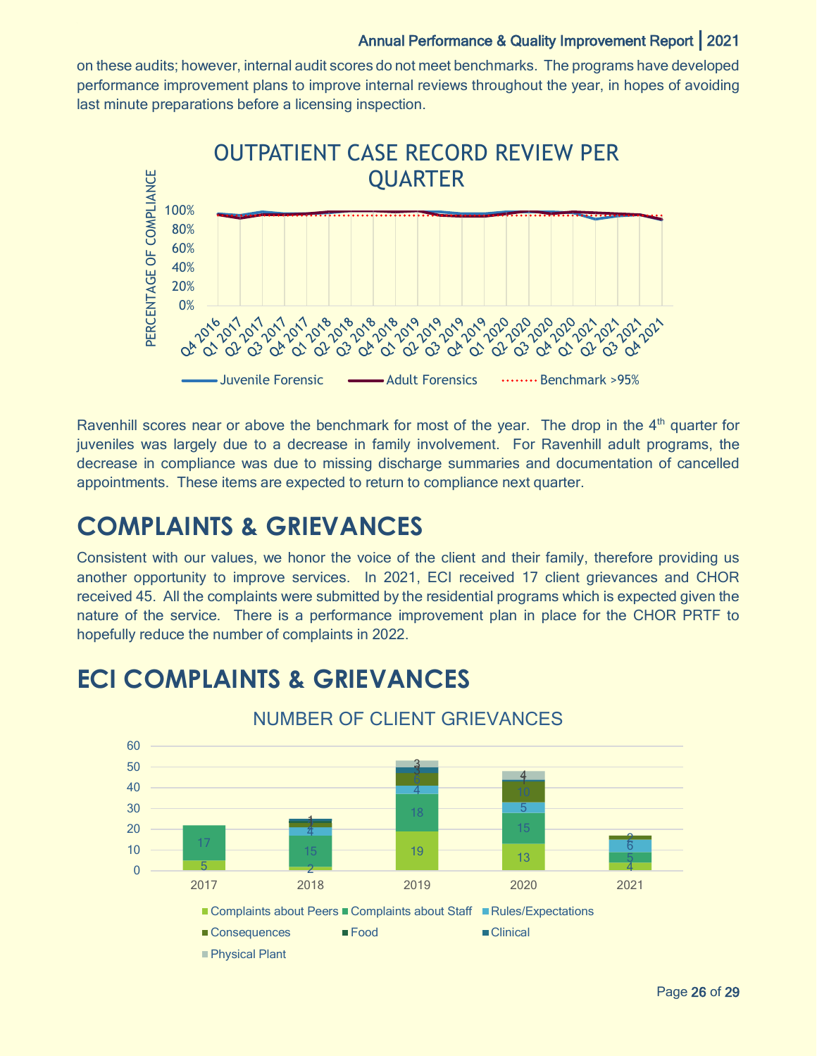on these audits; however, internal audit scores do not meet benchmarks. The programs have developed performance improvement plans to improve internal reviews throughout the year, in hopes of avoiding last minute preparations before a licensing inspection.

Ravenhill scores near or above the benchmark for most of the year. The drop in the 4th quarter for juveniles was largely due to a decrease in family involvement. For Ravenhill adult programs, the decrease in compliance was due to missing discharge summaries and documentation of cancelled appointments. These items are expected to return to compliance next quarter.

# COMPLAINTS & GRIEVANCES

Consistent with our values, we honor the voice of the client and their family, therefore providing us another opportunity to improve services. In 2021, ECI received 17 client grievances and CHOR received 45. All the complaints were submitted by the residential programs which is expected given the nature of the service. There is a performance improvement plan in place for the CHOR PRTF to hopefully reduce the number of complaints in 2022.

# ECI COMPLAINTS & GRIEVANCES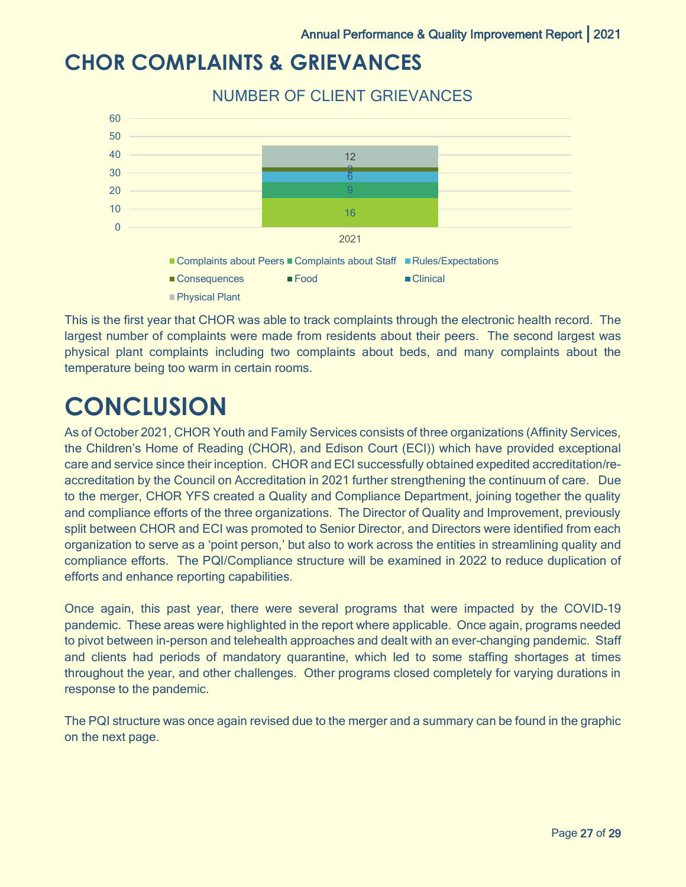# CHOR COMPLAINTS & GRIEVANCES

NUMBER OF CLIENT GRIEVANCES

| Category | 2021 |
|---|---|
| Complaints about Peers | 16 |
| Complaints about Staff | 9 |
| Rules/Expectations | 6 |
| Consequences | 2 |
| Food | |
| Clinical | |
| Physical Plant | 12 |

This is the first year that CHOR was able to track complaints through the electronic health record. The largest number of complaints were made from residents about their peers. The second largest was physical plant complaints including two complaints about beds, and many complaints about the temperature being too warm in certain rooms.

# CONCLUSION

As of October 2021, CHOR Youth and Family Services consists of three organizations (Affinity Services, the Children's Home of Reading (CHOR), and Edison Court (ECI)) which have provided exceptional care and service since their inception. CHOR and ECI successfully obtained expedited accreditation/re-accreditation by the Council on Accreditation in 2021 further strengthening the continuum of care. Due to the merger, CHOR YFS created a Quality and Compliance Department, joining together the quality and compliance efforts of the three organizations. The Director of Quality and Improvement, previously split between CHOR and ECI was promoted to Senior Director, and Directors were identified from each organization to serve as a 'point person,' but also to work across the entities in streamlining quality and compliance efforts. The PQI/Compliance structure will be examined in 2022 to reduce duplication of efforts and enhance reporting capabilities.

Once again, this past year, there were several programs that were impacted by the COVID-19 pandemic. These areas were highlighted in the report where applicable. Once again, programs needed to pivot between in-person and telehealth approaches and dealt with an ever-changing pandemic. Staff and clients had periods of mandatory quarantine, which led to some staffing shortages at times throughout the year, and other challenges. Other programs closed completely for varying durations in response to the pandemic.

The PQI structure was once again revised due to the merger and a summary can be found in the graphic on the next page.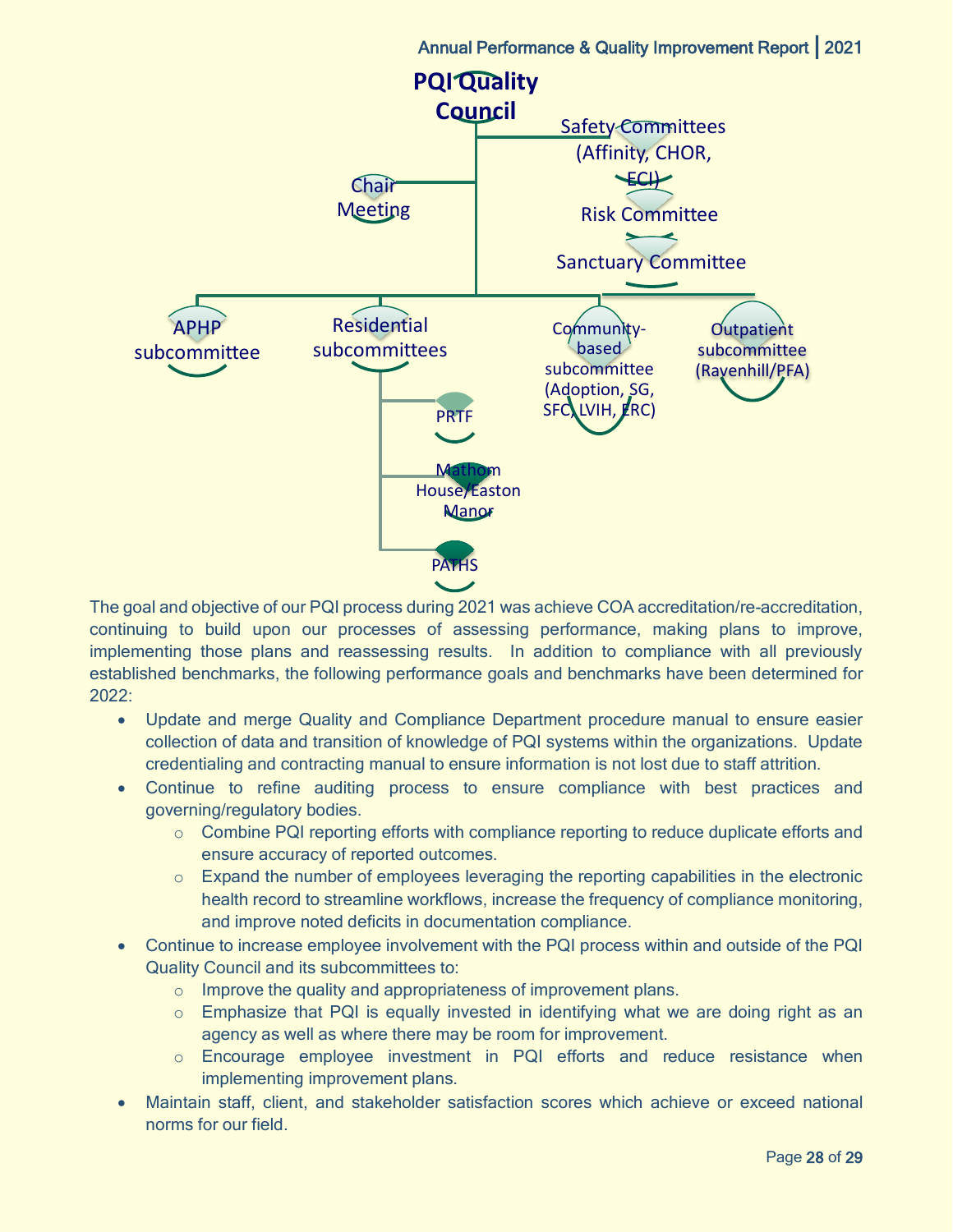PQI Quality Council

- Chair Meeting
- Safety Committees (Affinity, CHOR, ECI)
- Risk Committee
- Sanctuary Committee
- APHP subcommittee
- Residential subcommittees
  - PRTF
  - Mathom House/Easton Manor
  - PATHS
- Community-based subcommittee (Adoption, SG, SFC, LVIH, ERC)
- Outpatient subcommittee (Ravenhill/PFA)

The goal and objective of our PQI process during 2021 was achieve COA accreditation/re-accreditation, continuing to build upon our processes of assessing performance, making plans to improve, implementing those plans and reassessing results. In addition to compliance with all previously established benchmarks, the following performance goals and benchmarks have been determined for 2022:

- Update and merge Quality and Compliance Department procedure manual to ensure easier collection of data and transition of knowledge of PQI systems within the organizations. Update credentialing and contracting manual to ensure information is not lost due to staff attrition.
- Continue to refine auditing process to ensure compliance with best practices and governing/regulatory bodies.
  - Combine PQI reporting efforts with compliance reporting to reduce duplicate efforts and ensure accuracy of reported outcomes.
  - Expand the number of employees leveraging the reporting capabilities in the electronic health record to streamline workflows, increase the frequency of compliance monitoring, and improve noted deficits in documentation compliance.
- Continue to increase employee involvement with the PQI process within and outside of the PQI Quality Council and its subcommittees to:
  - Improve the quality and appropriateness of improvement plans.
  - Emphasize that PQI is equally invested in identifying what we are doing right as an agency as well as where there may be room for improvement.
  - Encourage employee investment in PQI efforts and reduce resistance when implementing improvement plans.
- Maintain staff, client, and stakeholder satisfaction scores which achieve or exceed national norms for our field.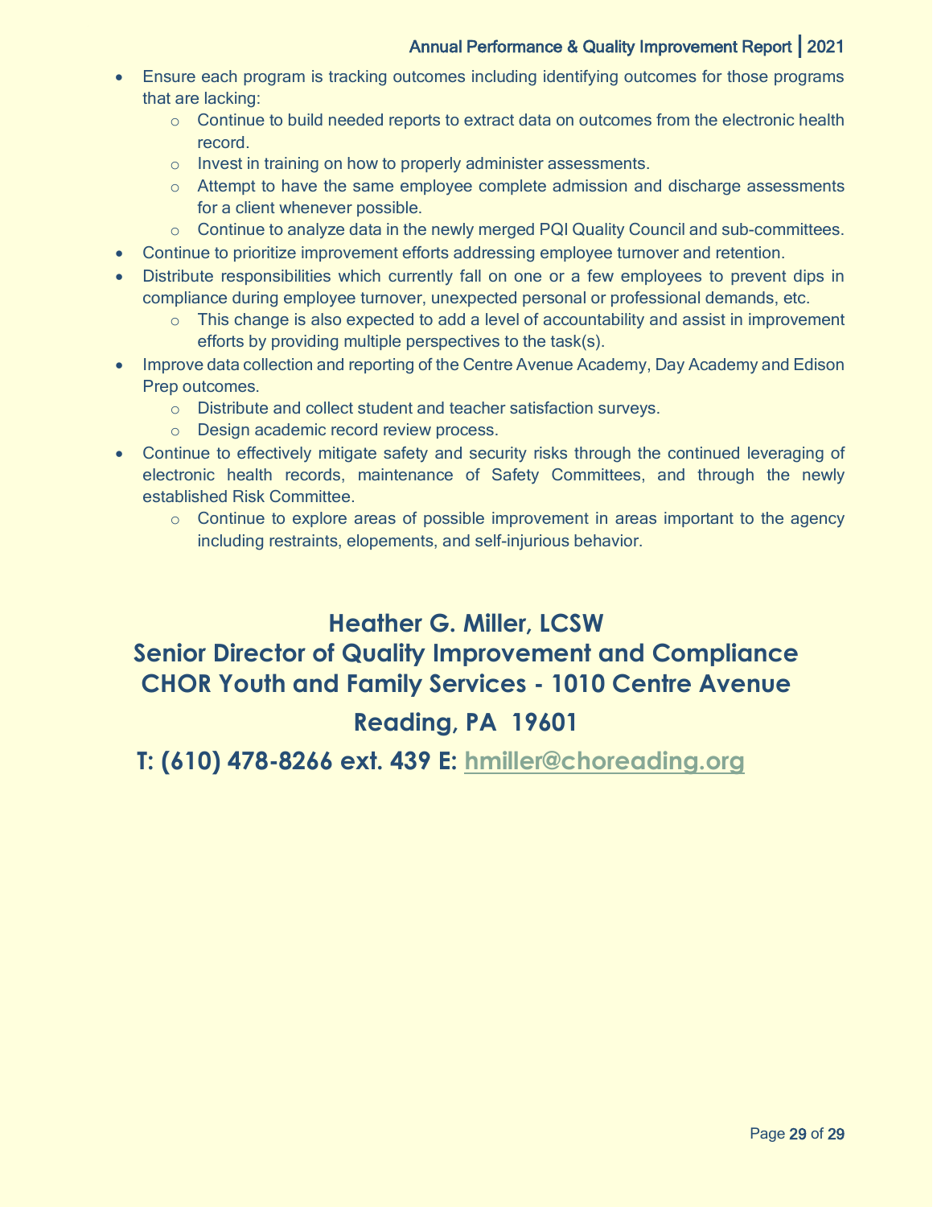- Ensure each program is tracking outcomes including identifying outcomes for those programs that are lacking:
    - Continue to build needed reports to extract data on outcomes from the electronic health record.
    - Invest in training on how to properly administer assessments.
    - Attempt to have the same employee complete admission and discharge assessments for a client whenever possible.
    - Continue to analyze data in the newly merged PQI Quality Council and sub-committees.
- Continue to prioritize improvement efforts addressing employee turnover and retention.
- Distribute responsibilities which currently fall on one or a few employees to prevent dips in compliance during employee turnover, unexpected personal or professional demands, etc.
    - This change is also expected to add a level of accountability and assist in improvement efforts by providing multiple perspectives to the task(s).
- Improve data collection and reporting of the Centre Avenue Academy, Day Academy and Edison Prep outcomes.
    - Distribute and collect student and teacher satisfaction surveys.
    - Design academic record review process.
- Continue to effectively mitigate safety and security risks through the continued leveraging of electronic health records, maintenance of Safety Committees, and through the newly established Risk Committee.
    - Continue to explore areas of possible improvement in areas important to the agency including restraints, elopements, and self-injurious behavior.

**Heather G. Miller, LCSW**
**Senior Director of Quality Improvement and Compliance**
**CHOR Youth and Family Services - 1010 Centre Avenue**
**Reading, PA 19601**
**T: (610) 478-8266 ext. 439 E: hmiller@choreading.org**